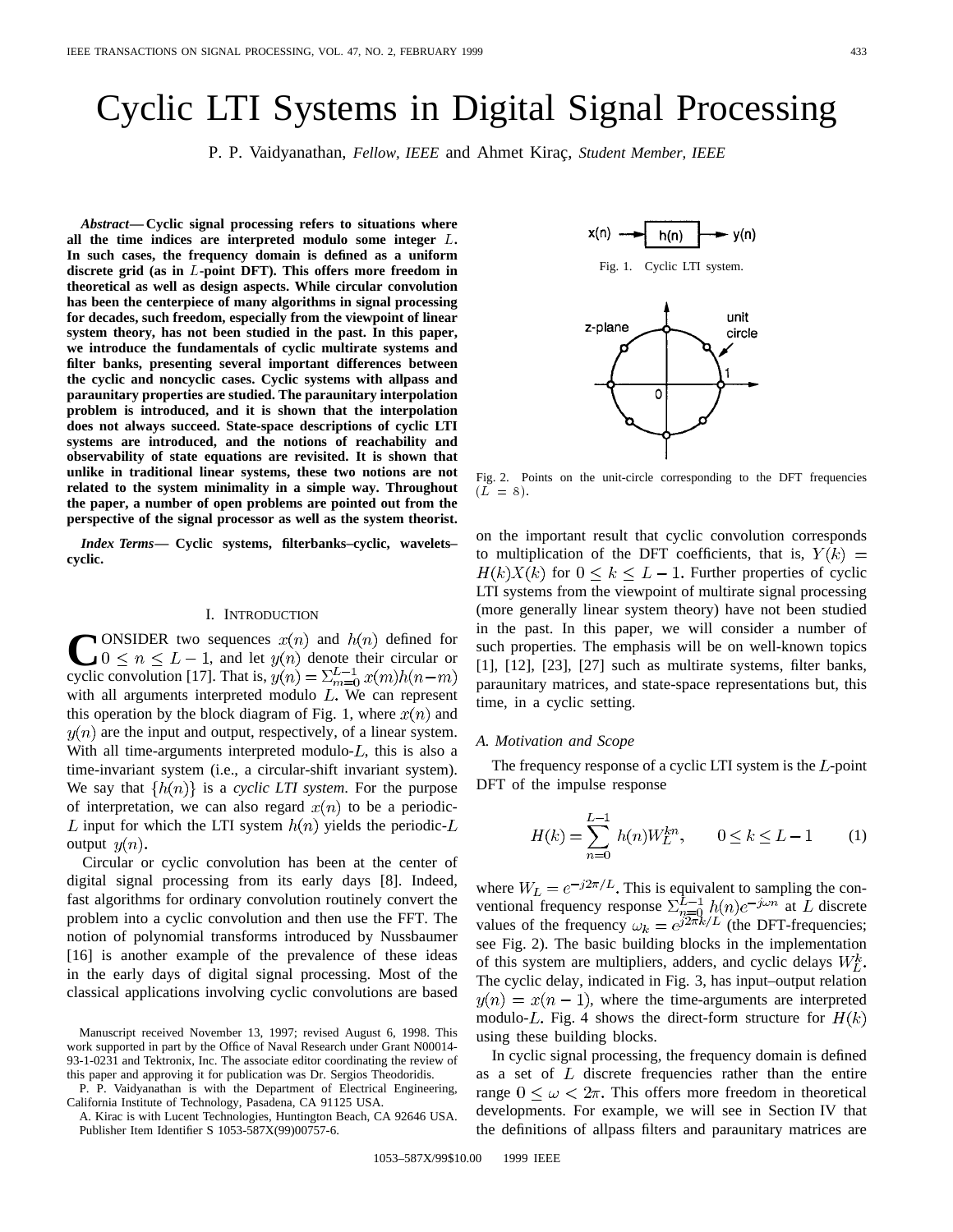# Cyclic LTI Systems in Digital Signal Processing

P. P. Vaidyanathan, *Fellow, IEEE* and Ahmet Kiraç, *Student Member, IEEE*

***Abstract*— Cyclic signal processing refers to situations where all the time indices are interpreted modulo some integer $L$. In such cases, the frequency domain is defined as a uniform discrete grid (as in $L$-point DFT). This offers more freedom in theoretical as well as design aspects. While circular convolution has been the centerpiece of many algorithms in signal processing for decades, such freedom, especially from the viewpoint of linear system theory, has not been studied in the past. In this paper, we introduce the fundamentals of cyclic multirate systems and filter banks, presenting several important differences between the cyclic and noncyclic cases. Cyclic systems with allpass and paraunitary properties are studied. The paraunitary interpolation problem is introduced, and it is shown that the interpolation does not always succeed. State-space descriptions of cyclic LTI systems are introduced, and the notions of reachability and observability of state equations are revisited. It is shown that unlike in traditional linear systems, these two notions are not related to the system minimality in a simple way. Throughout the paper, a number of open problems are pointed out from the perspective of the signal processor as well as the system theorist.**

***Index Terms*— Cyclic systems, filterbanks–cyclic, wavelets–cyclic.**

## I. Introduction

Consider two sequences $x(n)$ and $h(n)$ defined for $0 \leq n \leq L-1$, and let $y(n)$ denote their circular or cyclic convolution [17]. That is, $y(n) = \sum_{m=0}^{L-1} x(m)h(n-m)$ with all arguments interpreted modulo $L$. We can represent this operation by the block diagram of Fig. 1, where $x(n)$ and $y(n)$ are the input and output, respectively, of a linear system. With all time-arguments interpreted modulo-$L$, this is also a time-invariant system (i.e., a circular-shift invariant system). We say that $\{h(n)\}$ is a *cyclic LTI system*. For the purpose of interpretation, we can also regard $x(n)$ to be a periodic-$L$ input for which the LTI system $h(n)$ yields the periodic-$L$ output $y(n)$.

Circular or cyclic convolution has been at the center of digital signal processing from its early days [8]. Indeed, fast algorithms for ordinary convolution routinely convert the problem into a cyclic convolution and then use the FFT. The notion of polynomial transforms introduced by Nussbaumer [16] is another example of the prevalence of these ideas in the early days of digital signal processing. Most of the classical applications involving cyclic convolutions are based on the important result that cyclic convolution corresponds to multiplication of the DFT coefficients, that is, $Y(k) = H(k)X(k)$ for $0 \leq k \leq L-1$. Further properties of cyclic LTI systems from the viewpoint of multirate signal processing (more generally linear system theory) have not been studied in the past. In this paper, we will consider a number of such properties. The emphasis will be on well-known topics [1], [12], [23], [27] such as multirate systems, filter banks, paraunitary matrices, and state-space representations but, this time, in a cyclic setting.

Manuscript received November 13, 1997; revised August 6, 1998. This work supported in part by the Office of Naval Research under Grant N00014-93-1-0231 and Tektronix, Inc. The associate editor coordinating the review of this paper and approving it for publication was Dr. Sergios Theodoridis.

P. P. Vaidyanathan is with the Department of Electrical Engineering, California Institute of Technology, Pasadena, CA 91125 USA.

A. Kirac is with Lucent Technologies, Huntington Beach, CA 92646 USA.

Publisher Item Identifier S 1053-587X(99)00757-6.

Fig. 1. Cyclic LTI system.

Fig. 2. Points on the unit-circle corresponding to the DFT frequencies ($L = 8$).

### A. Motivation and Scope

The frequency response of a cyclic LTI system is the $L$-point DFT of the impulse response

$$H(k) = \sum_{n=0}^{L-1} h(n)W_L^{kn}, \qquad 0 \leq k \leq L-1 \tag{1}$$

where $W_L = e^{-j2\pi/L}$. This is equivalent to sampling the conventional frequency response $\sum_{n=0}^{L-1} h(n)e^{-j\omega n}$ at $L$ discrete values of the frequency $\omega_k = e^{j2\pi k/L}$ (the DFT-frequencies; see Fig. 2). The basic building blocks in the implementation of this system are multipliers, adders, and cyclic delays $W_L^k$. The cyclic delay, indicated in Fig. 3, has input–output relation $y(n) = x(n-1)$, where the time-arguments are interpreted modulo-$L$. Fig. 4 shows the direct-form structure for $H(k)$ using these building blocks.

In cyclic signal processing, the frequency domain is defined as a set of $L$ discrete frequencies rather than the entire range $0 \leq \omega < 2\pi$. This offers more freedom in theoretical developments. For example, we will see in Section IV that the definitions of allpass filters and paraunitary matrices are

1053–587X/99$10.00 © 1999 IEEE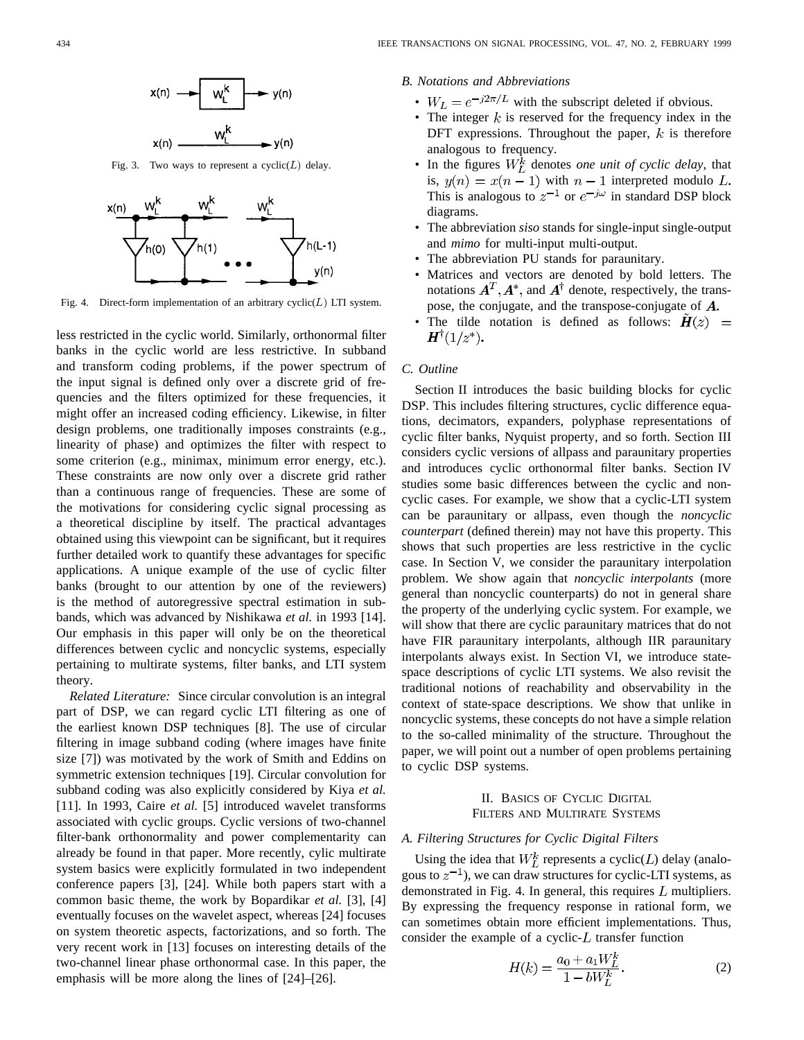Fig. 3. Two ways to represent a cyclic($L$) delay.

Fig. 4. Direct-form implementation of an arbitrary cyclic($L$) LTI system.

less restricted in the cyclic world. Similarly, orthonormal filter banks in the cyclic world are less restrictive. In subband and transform coding problems, if the power spectrum of the input signal is defined only over a discrete grid of frequencies and the filters optimized for these frequencies, it might offer an increased coding efficiency. Likewise, in filter design problems, one traditionally imposes constraints (e.g., linearity of phase) and optimizes the filter with respect to some criterion (e.g., minimax, minimum error energy, etc.). These constraints are now only over a discrete grid rather than a continuous range of frequencies. These are some of the motivations for considering cyclic signal processing as a theoretical discipline by itself. The practical advantages obtained using this viewpoint can be significant, but it requires further detailed work to quantify these advantages for specific applications. A unique example of the use of cyclic filter banks (brought to our attention by one of the reviewers) is the method of autoregressive spectral estimation in subbands, which was advanced by Nishikawa *et al.* in 1993 [14]. Our emphasis in this paper will only be on the theoretical differences between cyclic and noncyclic systems, especially pertaining to multirate systems, filter banks, and LTI system theory.

*Related Literature:* Since circular convolution is an integral part of DSP, we can regard cyclic LTI filtering as one of the earliest known DSP techniques [8]. The use of circular filtering in image subband coding (where images have finite size [7]) was motivated by the work of Smith and Eddins on symmetric extension techniques [19]. Circular convolution for subband coding was also explicitly considered by Kiya *et al.* [11]. In 1993, Caire *et al.* [5] introduced wavelet transforms associated with cyclic groups. Cyclic versions of two-channel filter-bank orthonormality and power complementarity can already be found in that paper. More recently, cylic multirate system basics were explicitly formulated in two independent conference papers [3], [24]. While both papers start with a common basic theme, the work by Bopardikar *et al.* [3], [4] eventually focuses on the wavelet aspect, whereas [24] focuses on system theoretic aspects, factorizations, and so forth. The very recent work in [13] focuses on interesting details of the two-channel linear phase orthonormal case. In this paper, the emphasis will be more along the lines of [24]–[26].

### B. Notations and Abbreviations

- $W_L = e^{-j2\pi/L}$ with the subscript deleted if obvious.
- The integer $k$ is reserved for the frequency index in the DFT expressions. Throughout the paper, $k$ is therefore analogous to frequency.
- In the figures $W_L^k$ denotes *one unit of cyclic delay*, that is, $y(n) = x(n-1)$ with $n-1$ interpreted modulo $L$. This is analogous to $z^{-1}$ or $e^{-j\omega}$ in standard DSP block diagrams.
- The abbreviation *siso* stands for single-input single-output and *mimo* for multi-input multi-output.
- The abbreviation PU stands for paraunitary.
- Matrices and vectors are denoted by bold letters. The notations $\boldsymbol{A}^T, \boldsymbol{A}^*$, and $\boldsymbol{A}^\dagger$ denote, respectively, the transpose, the conjugate, and the transpose-conjugate of $\boldsymbol{A}$.
- The tilde notation is defined as follows: $\tilde{\boldsymbol{H}}(z) = \boldsymbol{H}^\dagger(1/z^*)$.

### C. Outline

Section II introduces the basic building blocks for cyclic DSP. This includes filtering structures, cyclic difference equations, decimators, expanders, polyphase representations of cyclic filter banks, Nyquist property, and so forth. Section III considers cyclic versions of allpass and paraunitary properties and introduces cyclic orthonormal filter banks. Section IV studies some basic differences between the cyclic and noncyclic cases. For example, we show that a cyclic-LTI system can be paraunitary or allpass, even though the *noncyclic counterpart* (defined therein) may not have this property. This shows that such properties are less restrictive in the cyclic case. In Section V, we consider the paraunitary interpolation problem. We show again that *noncyclic interpolants* (more general than noncyclic counterparts) do not in general share the property of the underlying cyclic system. For example, we will show that there are cyclic paraunitary matrices that do not have FIR paraunitary interpolants, although IIR paraunitary interpolants always exist. In Section VI, we introduce state-space descriptions of cyclic LTI systems. We also revisit the traditional notions of reachability and observability in the context of state-space descriptions. We show that unlike in noncyclic systems, these concepts do not have a simple relation to the so-called minimality of the structure. Throughout the paper, we will point out a number of open problems pertaining to cyclic DSP systems.

## II. Basics of Cyclic Digital Filters and Multirate Systems

### A. Filtering Structures for Cyclic Digital Filters

Using the idea that $W_L^k$ represents a cyclic($L$) delay (analogous to $z^{-1}$), we can draw structures for cyclic-LTI systems, as demonstrated in Fig. 4. In general, this requires $L$ multipliers. By expressing the frequency response in rational form, we can sometimes obtain more efficient implementations. Thus, consider the example of a cyclic-$L$ transfer function

$$H(k) = \frac{a_0 + a_1 W_L^k}{1 - b W_L^k}. \tag{2}$$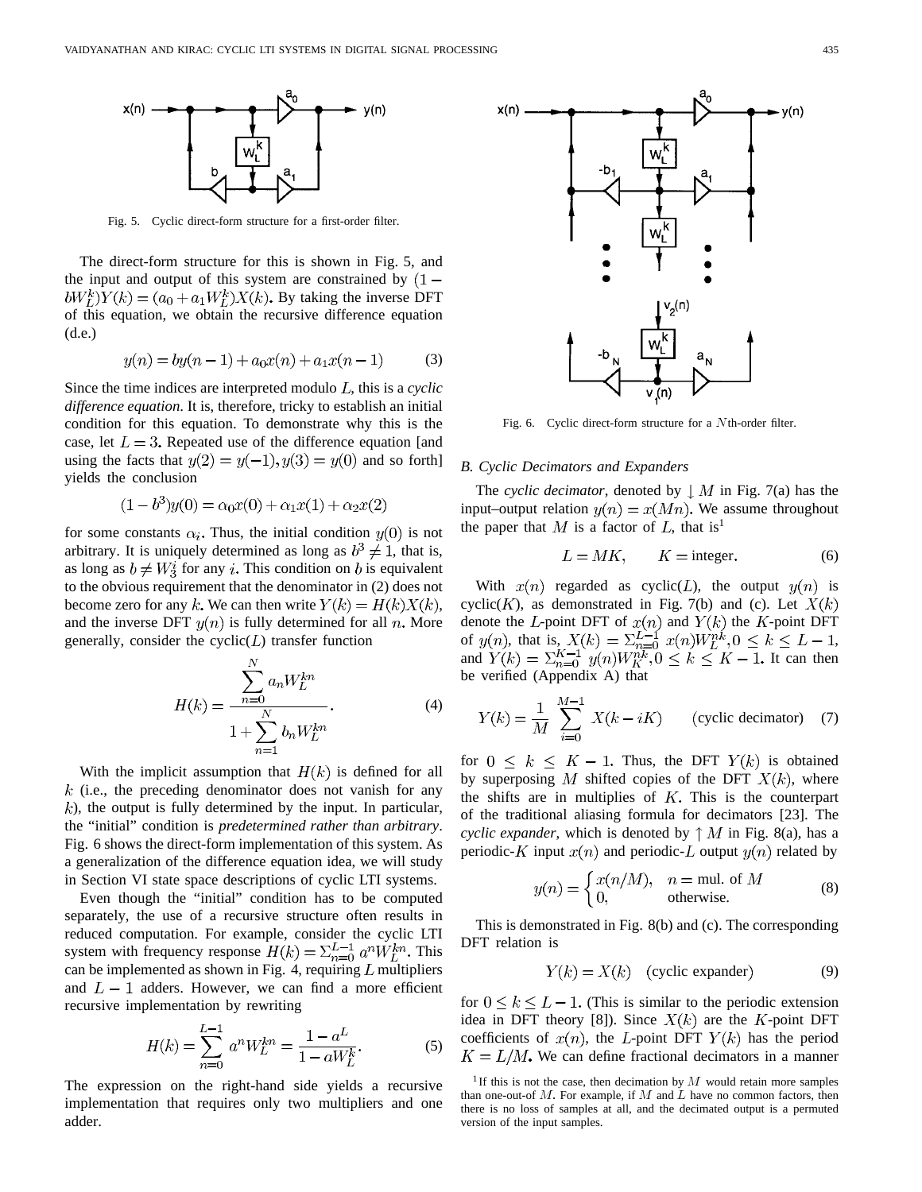Fig. 5. Cyclic direct-form structure for a first-order filter.

The direct-form structure for this is shown in Fig. 5, and the input and output of this system are constrained by $(1 - bW_L^k)Y(k) = (a_0 + a_1 W_L^k)X(k)$. By taking the inverse DFT of this equation, we obtain the recursive difference equation (d.e.)

$$y(n) = by(n-1) + a_0 x(n) + a_1 x(n-1) \tag{3}$$

Since the time indices are interpreted modulo $L$, this is a *cyclic difference equation*. It is, therefore, tricky to establish an initial condition for this equation. To demonstrate why this is the case, let $L = 3$. Repeated use of the difference equation [and using the facts that $y(2) = y(-1), y(3) = y(0)$ and so forth] yields the conclusion

$$(1 - b^3)y(0) = \alpha_0 x(0) + \alpha_1 x(1) + \alpha_2 x(2)$$

for some constants $\alpha_i$. Thus, the initial condition $y(0)$ is not arbitrary. It is uniquely determined as long as $b^3 \neq 1$, that is, as long as $b \neq W_3^i$ for any $i$. This condition on $b$ is equivalent to the obvious requirement that the denominator in (2) does not become zero for any $k$. We can then write $Y(k) = H(k)X(k)$, and the inverse DFT $y(n)$ is fully determined for all $n$. More generally, consider the cyclic($L$) transfer function

$$H(k) = \frac{\sum_{n=0}^{N} a_n W_L^{kn}}{1 + \sum_{n=1}^{N} b_n W_L^{kn}}. \tag{4}$$

With the implicit assumption that $H(k)$ is defined for all $k$ (i.e., the preceding denominator does not vanish for any $k$), the output is fully determined by the input. In particular, the "initial" condition is *predetermined rather than arbitrary*. Fig. 6 shows the direct-form implementation of this system. As a generalization of the difference equation idea, we will study in Section VI state space descriptions of cyclic LTI systems.

Even though the "initial" condition has to be computed separately, the use of a recursive structure often results in reduced computation. For example, consider the cyclic LTI system with frequency response $H(k) = \Sigma_{n=0}^{L-1} a^n W_L^{kn}$. This can be implemented as shown in Fig. 4, requiring $L$ multipliers and $L - 1$ adders. However, we can find a more efficient recursive implementation by rewriting

$$H(k) = \sum_{n=0}^{L-1} a^n W_L^{kn} = \frac{1 - a^L}{1 - aW_L^k}. \tag{5}$$

The expression on the right-hand side yields a recursive implementation that requires only two multipliers and one adder.

Fig. 6. Cyclic direct-form structure for a $N$th-order filter.

### B. Cyclic Decimators and Expanders

The *cyclic decimator*, denoted by $\downarrow M$ in Fig. 7(a) has the input–output relation $y(n) = x(Mn)$. We assume throughout the paper that $M$ is a factor of $L$, that is[1]

$$L = MK, \qquad K = \text{integer}. \tag{6}$$

With $x(n)$ regarded as cyclic($L$), the output $y(n)$ is cyclic($K$), as demonstrated in Fig. 7(b) and (c). Let $X(k)$ denote the $L$-point DFT of $x(n)$ and $Y(k)$ the $K$-point DFT of $y(n)$, that is, $X(k) = \Sigma_{n=0}^{L-1} x(n) W_L^{nk}, 0 \le k \le L-1$, and $Y(k) = \Sigma_{n=0}^{K-1} y(n) W_K^{nk}, 0 \le k \le K-1$. It can then be verified (Appendix A) that

$$Y(k) = \frac{1}{M} \sum_{i=0}^{M-1} X(k - iK) \qquad \text{(cyclic decimator)} \tag{7}$$

for $0 \le k \le K-1$. Thus, the DFT $Y(k)$ is obtained by superposing $M$ shifted copies of the DFT $X(k)$, where the shifts are in multiples of $K$. This is the counterpart of the traditional aliasing formula for decimators [23]. The *cyclic expander*, which is denoted by $\uparrow M$ in Fig. 8(a), has a periodic-$K$ input $x(n)$ and periodic-$L$ output $y(n)$ related by

$$y(n) = \begin{cases} x(n/M), & n = \text{mul. of } M \\ 0, & \text{otherwise.} \end{cases} \tag{8}$$

This is demonstrated in Fig. 8(b) and (c). The corresponding DFT relation is

$$Y(k) = X(k) \quad \text{(cyclic expander)} \tag{9}$$

for $0 \le k \le L-1$. (This is similar to the periodic extension idea in DFT theory [8]). Since $X(k)$ are the $K$-point DFT coefficients of $x(n)$, the $L$-point DFT $Y(k)$ has the period $K = L/M$. We can define fractional decimators in a manner

[1] If this is not the case, then decimation by $M$ would retain more samples than one-out-of $M$. For example, if $M$ and $L$ have no common factors, then there is no loss of samples at all, and the decimated output is a permuted version of the input samples.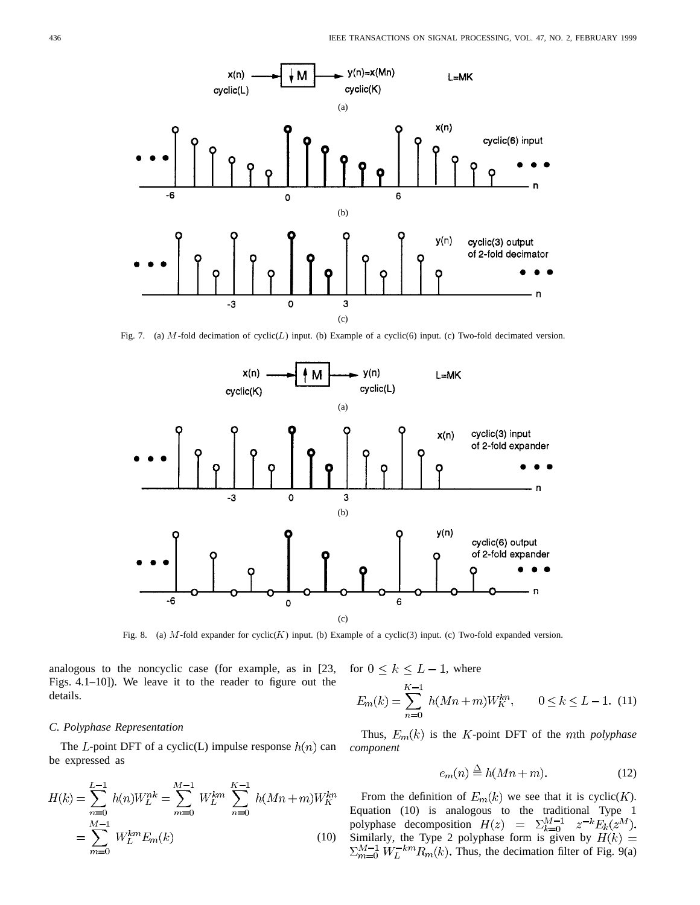Fig. 7. (a) $M$-fold decimation of cyclic($L$) input. (b) Example of a cyclic(6) input. (c) Two-fold decimated version.

Fig. 8. (a) $M$-fold expander for cyclic($K$) input. (b) Example of a cyclic(3) input. (c) Two-fold expanded version.

analogous to the noncyclic case (for example, as in [23, Figs. 4.1–10]). We leave it to the reader to figure out the details.

### C. Polyphase Representation

The $L$-point DFT of a cyclic(L) impulse response $h(n)$ can be expressed as

$$H(k) = \sum_{n=0}^{L-1} h(n) W_L^{nk} = \sum_{m=0}^{M-1} W_L^{km} \sum_{n=0}^{K-1} h(Mn+m) W_K^{kn} = \sum_{m=0}^{M-1} W_L^{km} E_m(k) \tag{10}$$

for $0 \leq k \leq L-1$, where

$$E_m(k) = \sum_{n=0}^{K-1} h(Mn+m) W_K^{kn}, \qquad 0 \leq k \leq L-1. \tag{11}$$

Thus, $E_m(k)$ is the $K$-point DFT of the $m$th *polyphase component*

$$e_m(n) \triangleq h(Mn+m). \tag{12}$$

From the definition of $E_m(k)$ we see that it is cyclic($K$). Equation (10) is analogous to the traditional Type 1 polyphase decomposition $H(z) = \sum_{k=0}^{M-1} z^{-k} E_k(z^M)$. Similarly, the Type 2 polyphase form is given by $H(k) = \sum_{m=0}^{M-1} W_L^{-km} R_m(k)$. Thus, the decimation filter of Fig. 9(a)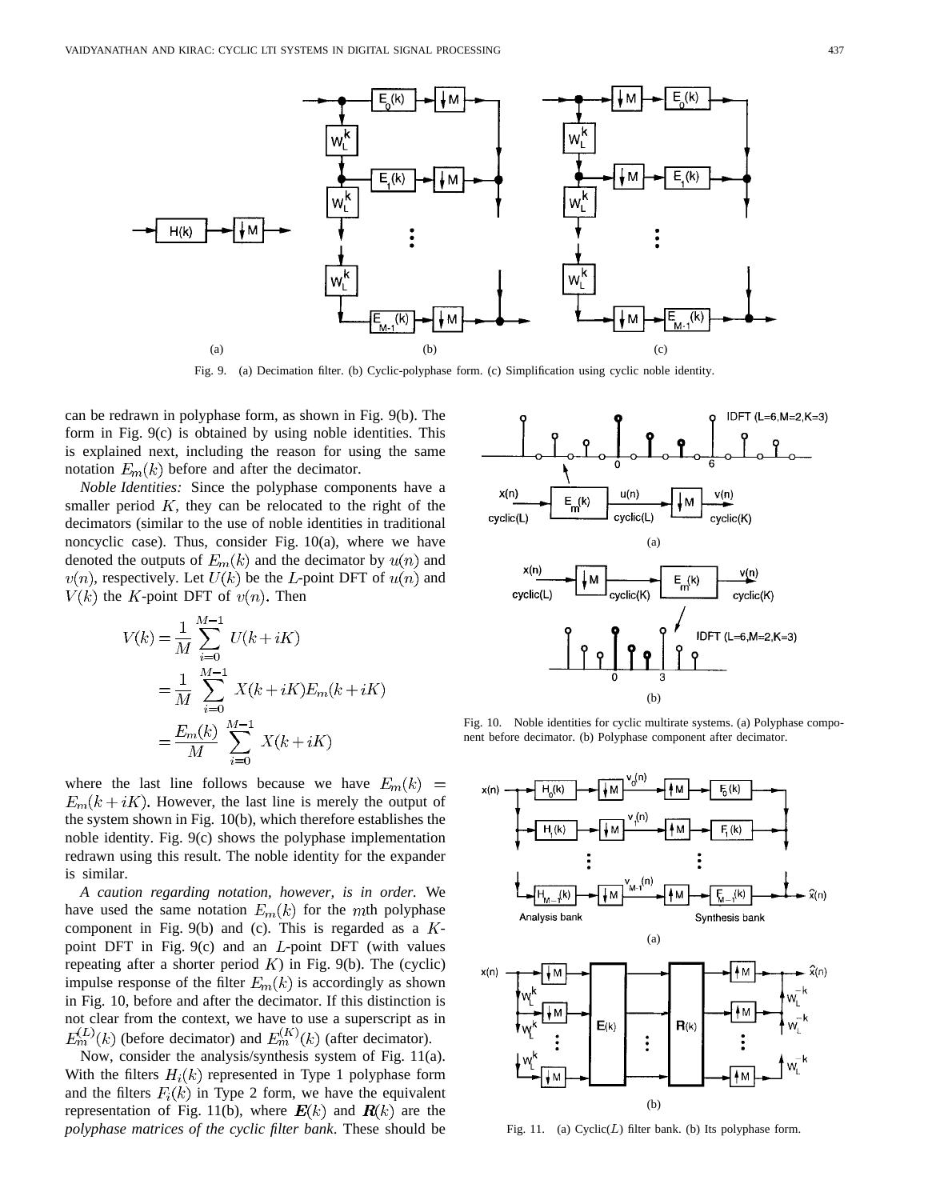Fig. 9. (a) Decimation filter. (b) Cyclic-polyphase form. (c) Simplification using cyclic noble identity.

can be redrawn in polyphase form, as shown in Fig. 9(b). The form in Fig. 9(c) is obtained by using noble identities. This is explained next, including the reason for using the same notation $E_m(k)$ before and after the decimator.

*Noble Identities:* Since the polyphase components have a smaller period $K$, they can be relocated to the right of the decimators (similar to the use of noble identities in traditional noncyclic case). Thus, consider Fig. 10(a), where we have denoted the outputs of $E_m(k)$ and the decimator by $u(n)$ and $v(n)$, respectively. Let $U(k)$ be the $L$-point DFT of $u(n)$ and $V(k)$ the $K$-point DFT of $v(n)$. Then

$$\begin{aligned}V(k) &= \frac{1}{M}\sum_{i=0}^{M-1} U(k+iK)\\ &= \frac{1}{M}\sum_{i=0}^{M-1} X(k+iK)E_m(k+iK)\\ &= \frac{E_m(k)}{M}\sum_{i=0}^{M-1} X(k+iK)\end{aligned}$$

where the last line follows because we have $E_m(k) = E_m(k+iK)$. However, the last line is merely the output of the system shown in Fig. 10(b), which therefore establishes the noble identity. Fig. 9(c) shows the polyphase implementation redrawn using this result. The noble identity for the expander is similar.

*A caution regarding notation, however, is in order.* We have used the same notation $E_m(k)$ for the $m$th polyphase component in Fig. 9(b) and (c). This is regarded as a $K$-point DFT in Fig. 9(c) and an $L$-point DFT (with values repeating after a shorter period $K$) in Fig. 9(b). The (cyclic) impulse response of the filter $E_m(k)$ is accordingly as shown in Fig. 10, before and after the decimator. If this distinction is not clear from the context, we have to use a superscript as in $E_m^{(L)}(k)$ (before decimator) and $E_m^{(K)}(k)$ (after decimator).

Now, consider the analysis/synthesis system of Fig. 11(a). With the filters $H_i(k)$ represented in Type 1 polyphase form and the filters $F_i(k)$ in Type 2 form, we have the equivalent representation of Fig. 11(b), where $\boldsymbol{E}(k)$ and $\boldsymbol{R}(k)$ are the *polyphase matrices of the cyclic filter bank*. These should be

Fig. 10. Noble identities for cyclic multirate systems. (a) Polyphase component before decimator. (b) Polyphase component after decimator.

Fig. 11. (a) Cyclic($L$) filter bank. (b) Its polyphase form.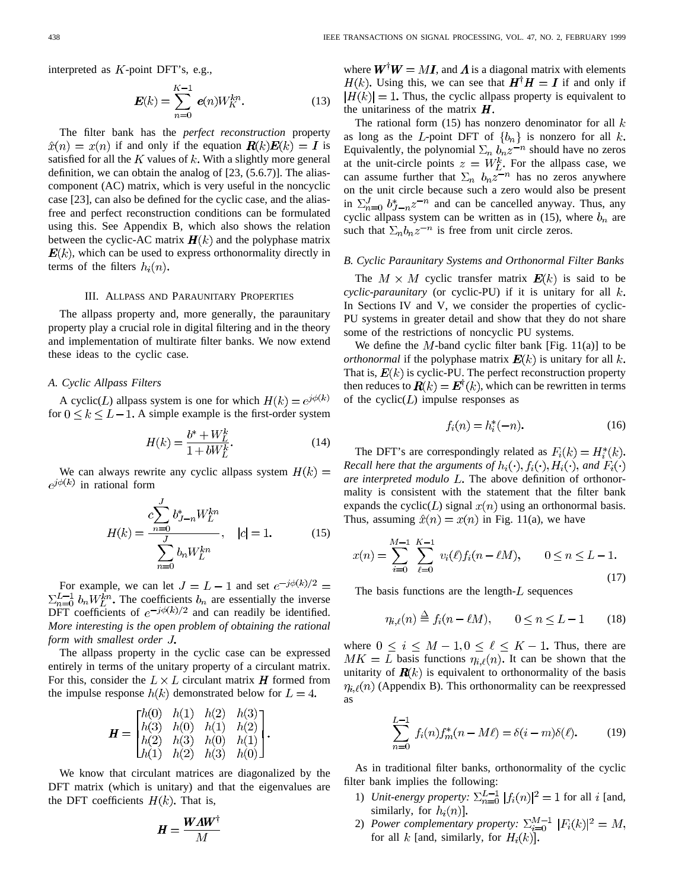interpreted as $K$-point DFT's, e.g.,

$$\boldsymbol{E}(k) = \sum_{n=0}^{K-1} \boldsymbol{e}(n) W_K^{kn}. \tag{13}$$

The filter bank has the *perfect reconstruction* property $\hat{x}(n) = x(n)$ if and only if the equation $\boldsymbol{R}(k)\boldsymbol{E}(k) = \boldsymbol{I}$ is satisfied for all the $K$ values of $k$. With a slightly more general definition, we can obtain the analog of [23, (5.6.7)]. The alias-component (AC) matrix, which is very useful in the noncyclic case [23], can also be defined for the cyclic case, and the alias-free and perfect reconstruction conditions can be formulated using this. See Appendix B, which also shows the relation between the cyclic-AC matrix $\boldsymbol{H}(k)$ and the polyphase matrix $\boldsymbol{E}(k)$, which can be used to express orthonormality directly in terms of the filters $h_i(n)$.

## III. Allpass and Paraunitary Properties

The allpass property and, more generally, the paraunitary property play a crucial role in digital filtering and in the theory and implementation of multirate filter banks. We now extend these ideas to the cyclic case.

### A. Cyclic Allpass Filters

A cyclic($L$) allpass system is one for which $H(k) = e^{j\phi(k)}$ for $0 \leq k \leq L-1$. A simple example is the first-order system

$$H(k) = \frac{b^* + W_L^k}{1 + bW_L^k}. \tag{14}$$

We can always rewrite any cyclic allpass system $H(k) = e^{j\phi(k)}$ in rational form

$$H(k) = \frac{c\sum_{n=0}^{J} b_{J-n}^* W_L^{kn}}{\sum_{n=0}^{J} b_n W_L^{kn}}, \quad |c| = 1. \tag{15}$$

For example, we can let $J = L-1$ and set $e^{-j\phi(k)/2} = \sum_{n=0}^{L-1} b_n W_L^{kn}$. The coefficients $b_n$ are essentially the inverse DFT coefficients of $e^{-j\phi(k)/2}$ and can readily be identified. *More interesting is the open problem of obtaining the rational form with smallest order $J$.*

The allpass property in the cyclic case can be expressed entirely in terms of the unitary property of a circulant matrix. For this, consider the $L \times L$ circulant matrix $\boldsymbol{H}$ formed from the impulse response $h(k)$ demonstrated below for $L = 4$.

$$\boldsymbol{H} = \begin{bmatrix} h(0) & h(1) & h(2) & h(3) \\ h(3) & h(0) & h(1) & h(2) \\ h(2) & h(3) & h(0) & h(1) \\ h(1) & h(2) & h(3) & h(0) \end{bmatrix}.$$

We know that circulant matrices are diagonalized by the DFT matrix (which is unitary) and that the eigenvalues are the DFT coefficients $H(k)$. That is,

$$\boldsymbol{H} = \frac{\boldsymbol{W}\boldsymbol{\Lambda}\boldsymbol{W}^\dagger}{M}$$

where $\boldsymbol{W}^\dagger\boldsymbol{W} = M\boldsymbol{I}$, and $\boldsymbol{\Lambda}$ is a diagonal matrix with elements $H(k)$. Using this, we can see that $\boldsymbol{H}^\dagger\boldsymbol{H} = \boldsymbol{I}$ if and only if $|H(k)| = 1$. Thus, the cyclic allpass property is equivalent to the unitariness of the matrix $\boldsymbol{H}$.

The rational form (15) has nonzero denominator for all $k$ as long as the $L$-point DFT of $\{b_n\}$ is nonzero for all $k$. Equivalently, the polynomial $\sum_n b_n z^{-n}$ should have no zeros at the unit-circle points $z = W_L^k$. For the allpass case, we can assume further that $\sum_n b_n z^{-n}$ has no zeros anywhere on the unit circle because such a zero would also be present in $\sum_{n=0}^{J} b_{J-n}^* z^{-n}$ and can be cancelled anyway. Thus, any cyclic allpass system can be written as in (15), where $b_n$ are such that $\sum_n b_n z^{-n}$ is free from unit circle zeros.

### B. Cyclic Paraunitary Systems and Orthonormal Filter Banks

The $M \times M$ cyclic transfer matrix $\boldsymbol{E}(k)$ is said to be *cyclic-paraunitary* (or cyclic-PU) if it is unitary for all $k$. In Sections IV and V, we consider the properties of cyclic-PU systems in greater detail and show that they do not share some of the restrictions of noncyclic PU systems.

We define the $M$-band cyclic filter bank [Fig. 11(a)] to be *orthonormal* if the polyphase matrix $\boldsymbol{E}(k)$ is unitary for all $k$. That is, $\boldsymbol{E}(k)$ is cyclic-PU. The perfect reconstruction property then reduces to $\boldsymbol{R}(k) = \boldsymbol{E}^\dagger(k)$, which can be rewritten in terms of the cyclic($L$) impulse responses as

$$f_i(n) = h_i^*(-n). \tag{16}$$

The DFT's are correspondingly related as $F_i(k) = H_i^*(k)$. *Recall here that the arguments of $h_i(\cdot), f_i(\cdot), H_i(\cdot)$, and $F_i(\cdot)$ are interpreted modulo $L$.* The above definition of orthonormality is consistent with the statement that the filter bank expands the cyclic($L$) signal $x(n)$ using an orthonormal basis. Thus, assuming $\hat{x}(n) = x(n)$ in Fig. 11(a), we have

$$x(n) = \sum_{i=0}^{M-1} \sum_{\ell=0}^{K-1} v_i(\ell) f_i(n - \ell M), \qquad 0 \leq n \leq L-1. \tag{17}$$

The basis functions are the length-$L$ sequences

$$\eta_{i,\ell}(n) \triangleq f_i(n - \ell M), \qquad 0 \leq n \leq L-1 \tag{18}$$

where $0 \leq i \leq M-1, 0 \leq \ell \leq K-1$. Thus, there are $MK = L$ basis functions $\eta_{i,\ell}(n)$. It can be shown that the unitarity of $\boldsymbol{R}(k)$ is equivalent to orthonormality of the basis $\eta_{i,\ell}(n)$ (Appendix B). This orthonormality can be reexpressed as

$$\sum_{n=0}^{L-1} f_i(n) f_m^*(n - M\ell) = \delta(i-m)\delta(\ell). \tag{19}$$

As in traditional filter banks, orthonormality of the cyclic filter bank implies the following:

1) *Unit-energy property:* $\sum_{n=0}^{L-1} |f_i(n)|^2 = 1$ for all $i$ [and, similarly, for $h_i(n)$].
2) *Power complementary property:* $\sum_{i=0}^{M-1} |F_i(k)|^2 = M$, for all $k$ [and, similarly, for $H_i(k)$].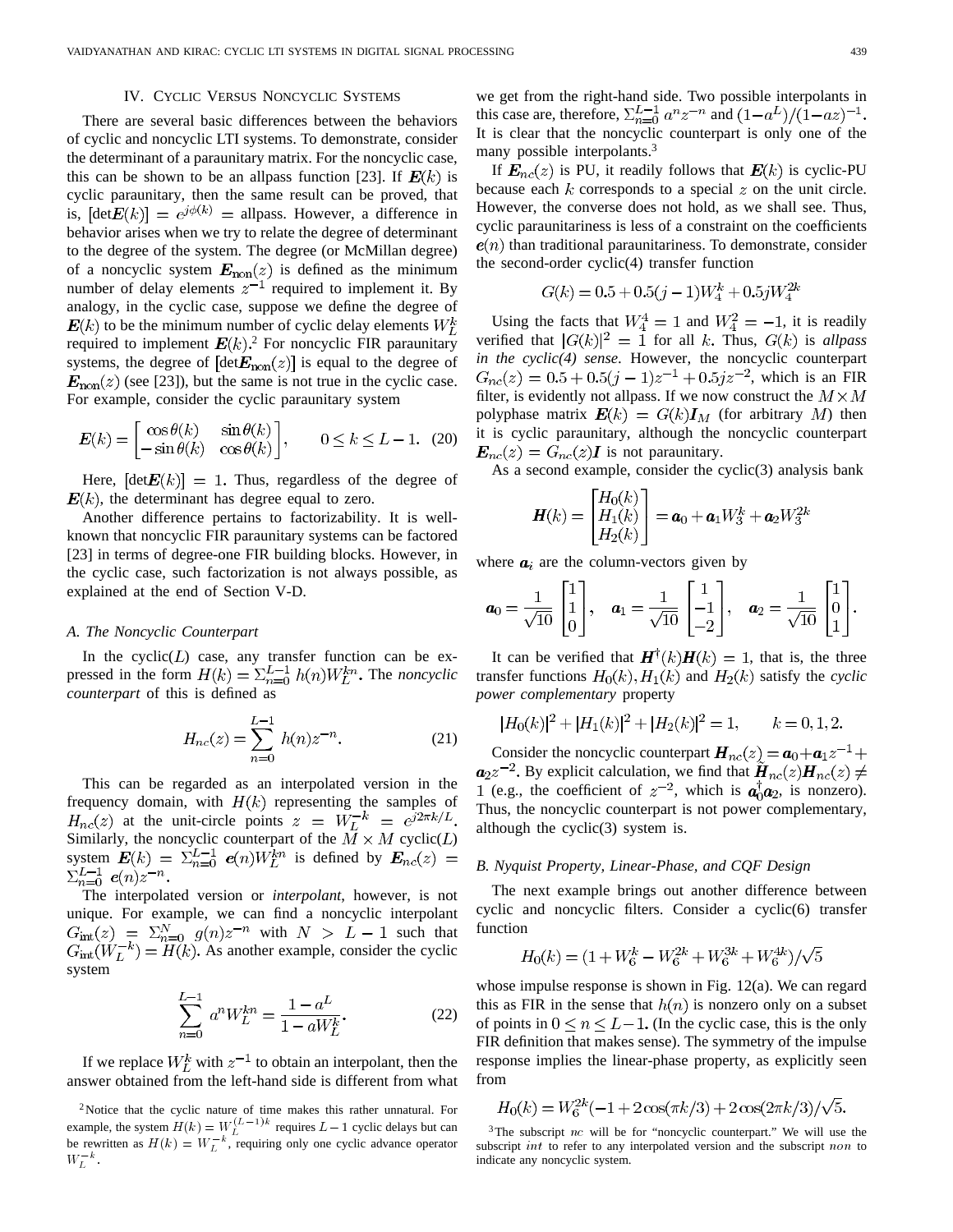## IV. Cyclic Versus Noncyclic Systems

There are several basic differences between the behaviors of cyclic and noncyclic LTI systems. To demonstrate, consider the determinant of a paraunitary matrix. For the noncyclic case, this can be shown to be an allpass function [23]. If $\boldsymbol{E}(k)$ is cyclic paraunitary, then the same result can be proved, that is, $[\det \boldsymbol{E}(k)] = e^{j\phi(k)} =$ allpass. However, a difference in behavior arises when we try to relate the degree of determinant to the degree of the system. The degree (or McMillan degree) of a noncyclic system $\boldsymbol{E}_{\text{non}}(z)$ is defined as the minimum number of delay elements $z^{-1}$ required to implement it. By analogy, in the cyclic case, suppose we define the degree of $\boldsymbol{E}(k)$ to be the minimum number of cyclic delay elements $W_L^k$ required to implement $\boldsymbol{E}(k)$.[2] For noncyclic FIR paraunitary systems, the degree of $[\det \boldsymbol{E}_{\text{non}}(z)]$ is equal to the degree of $\boldsymbol{E}_{\text{non}}(z)$ (see [23]), but the same is not true in the cyclic case. For example, consider the cyclic paraunitary system

$$\boldsymbol{E}(k) = \begin{bmatrix} \cos\theta(k) & \sin\theta(k) \\ -\sin\theta(k) & \cos\theta(k) \end{bmatrix}, \qquad 0 \le k \le L-1. \quad (20)$$

Here, $[\det \boldsymbol{E}(k)] = 1$. Thus, regardless of the degree of $\boldsymbol{E}(k)$, the determinant has degree equal to zero.

Another difference pertains to factorizability. It is well-known that noncyclic FIR paraunitary systems can be factored [23] in terms of degree-one FIR building blocks. However, in the cyclic case, such factorization is not always possible, as explained at the end of Section V-D.

### A. The Noncyclic Counterpart

In the cyclic($L$) case, any transfer function can be expressed in the form $H(k) = \sum_{n=0}^{L-1} h(n) W_L^{kn}$. The *noncyclic counterpart* of this is defined as

$$H_{nc}(z) = \sum_{n=0}^{L-1} h(n) z^{-n}. \quad (21)$$

This can be regarded as an interpolated version in the frequency domain, with $H(k)$ representing the samples of $H_{nc}(z)$ at the unit-circle points $z = W_L^{-k} = e^{j2\pi k/L}$. Similarly, the noncyclic counterpart of the $M \times M$ cyclic($L$) system $\boldsymbol{E}(k) = \sum_{n=0}^{L-1} \boldsymbol{e}(n) W_L^{kn}$ is defined by $\boldsymbol{E}_{nc}(z) = \sum_{n=0}^{L-1} \boldsymbol{e}(n) z^{-n}$.

The interpolated version or *interpolant*, however, is not unique. For example, we can find a noncyclic interpolant $G_{\text{int}}(z) = \sum_{n=0}^{N} g(n) z^{-n}$ with $N > L-1$ such that $G_{\text{int}}(W_L^{-k}) = H(k)$. As another example, consider the cyclic system

$$\sum_{n=0}^{L-1} a^n W_L^{kn} = \frac{1-a^L}{1-aW_L^k}. \quad (22)$$

If we replace $W_L^k$ with $z^{-1}$ to obtain an interpolant, then the answer obtained from the left-hand side is different from what we get from the right-hand side. Two possible interpolants in this case are, therefore, $\sum_{n=0}^{L-1} a^n z^{-n}$ and $(1-a^L)/(1-az)^{-1}$. It is clear that the noncyclic counterpart is only one of the many possible interpolants.[3]

If $\boldsymbol{E}_{nc}(z)$ is PU, it readily follows that $\boldsymbol{E}(k)$ is cyclic-PU because each $k$ corresponds to a special $z$ on the unit circle. However, the converse does not hold, as we shall see. Thus, cyclic paraunitariness is less of a constraint on the coefficients $\boldsymbol{e}(n)$ than traditional paraunitariness. To demonstrate, consider the second-order cyclic(4) transfer function

$$G(k) = 0.5 + 0.5(j-1)W_4^k + 0.5jW_4^{2k}$$

Using the facts that $W_4^4 = 1$ and $W_4^2 = -1$, it is readily verified that $|G(k)|^2 = 1$ for all $k$. Thus, $G(k)$ is *allpass in the cyclic(4) sense*. However, the noncyclic counterpart $G_{nc}(z) = 0.5 + 0.5(j-1)z^{-1} + 0.5jz^{-2}$, which is an FIR filter, is evidently not allpass. If we now construct the $M \times M$ polyphase matrix $\boldsymbol{E}(k) = G(k)\boldsymbol{I}_M$ (for arbitrary $M$) then it is cyclic paraunitary, although the noncyclic counterpart $\boldsymbol{E}_{nc}(z) = G_{nc}(z)\boldsymbol{I}$ is not paraunitary.

As a second example, consider the cyclic(3) analysis bank

$$\boldsymbol{H}(k) = \begin{bmatrix} H_0(k) \\ H_1(k) \\ H_2(k) \end{bmatrix} = \boldsymbol{a}_0 + \boldsymbol{a}_1 W_3^k + \boldsymbol{a}_2 W_3^{2k}$$

where $\boldsymbol{a}_i$ are the column-vectors given by

$$\boldsymbol{a}_0 = \frac{1}{\sqrt{10}} \begin{bmatrix} 1 \\ 1 \\ 0 \end{bmatrix}, \quad \boldsymbol{a}_1 = \frac{1}{\sqrt{10}} \begin{bmatrix} 1 \\ -1 \\ -2 \end{bmatrix}, \quad \boldsymbol{a}_2 = \frac{1}{\sqrt{10}} \begin{bmatrix} 1 \\ 0 \\ 1 \end{bmatrix}.$$

It can be verified that $\boldsymbol{H}^\dagger(k)\boldsymbol{H}(k) = 1$, that is, the three transfer functions $H_0(k), H_1(k)$ and $H_2(k)$ satisfy the *cyclic power complementary* property

$$|H_0(k)|^2 + |H_1(k)|^2 + |H_2(k)|^2 = 1, \qquad k = 0, 1, 2.$$

Consider the noncyclic counterpart $\boldsymbol{H}_{nc}(z) = \boldsymbol{a}_0 + \boldsymbol{a}_1 z^{-1} + \boldsymbol{a}_2 z^{-2}$. By explicit calculation, we find that $\tilde{\boldsymbol{H}}_{nc}(z)\boldsymbol{H}_{nc}(z) \ne 1$ (e.g., the coefficient of $z^{-2}$, which is $\boldsymbol{a}_0^\dagger \boldsymbol{a}_2$, is nonzero). Thus, the noncyclic counterpart is not power complementary, although the cyclic(3) system is.

### B. Nyquist Property, Linear-Phase, and CQF Design

The next example brings out another difference between cyclic and noncyclic filters. Consider a cyclic(6) transfer function

$$H_0(k) = (1 + W_6^k - W_6^{2k} + W_6^{3k} + W_6^{4k})/\sqrt{5}$$

whose impulse response is shown in Fig. 12(a). We can regard this as FIR in the sense that $h(n)$ is nonzero only on a subset of points in $0 \le n \le L-1$. (In the cyclic case, this is the only FIR definition that makes sense). The symmetry of the impulse response implies the linear-phase property, as explicitly seen from

$$H_0(k) = W_6^{2k}(-1 + 2\cos(\pi k/3) + 2\cos(2\pi k/3)/\sqrt{5}.$$

[2] Notice that the cyclic nature of time makes this rather unnatural. For example, the system $H(k) = W_L^{(L-1)k}$ requires $L-1$ cyclic delays but can be rewritten as $H(k) = W_L^{-k}$, requiring only one cyclic advance operator $W_L^{-k}$.

[3] The subscript $nc$ will be for "noncyclic counterpart." We will use the subscript $int$ to refer to any interpolated version and the subscript $non$ to indicate any noncyclic system.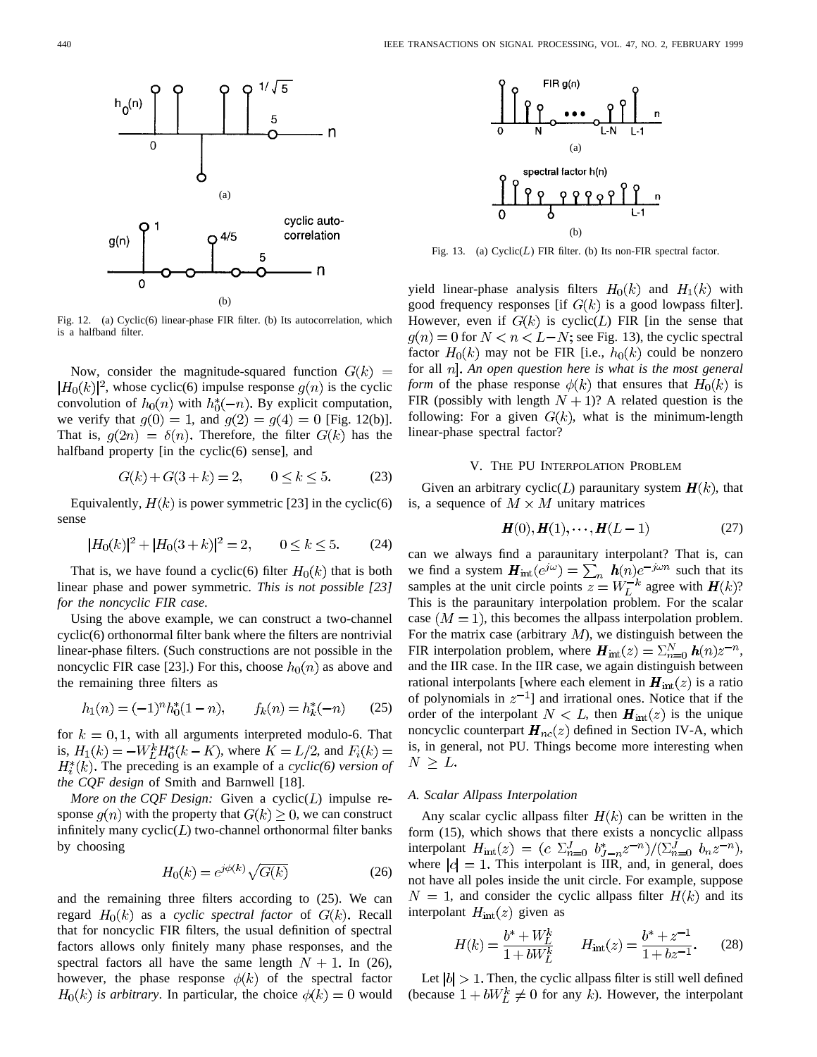Fig. 12. (a) Cyclic(6) linear-phase FIR filter. (b) Its autocorrelation, which is a halfband filter.

Now, consider the magnitude-squared function $G(k) = |H_0(k)|^2$, whose cyclic(6) impulse response $g(n)$ is the cyclic convolution of $h_0(n)$ with $h_0^*(-n)$. By explicit computation, we verify that $g(0) = 1$, and $g(2) = g(4) = 0$ [Fig. 12(b)]. That is, $g(2n) = \delta(n)$. Therefore, the filter $G(k)$ has the halfband property [in the cyclic(6) sense], and

$$G(k) + G(3+k) = 2, \qquad 0 \leq k \leq 5. \tag{23}$$

Equivalently, $H(k)$ is power symmetric [23] in the cyclic(6) sense

$$|H_0(k)|^2 + |H_0(3+k)|^2 = 2, \qquad 0 \leq k \leq 5. \tag{24}$$

That is, we have found a cyclic(6) filter $H_0(k)$ that is both linear phase and power symmetric. *This is not possible [23] for the noncyclic FIR case.*

Using the above example, we can construct a two-channel cyclic(6) orthonormal filter bank where the filters are nontrivial linear-phase filters. (Such constructions are not possible in the noncyclic FIR case [23].) For this, choose $h_0(n)$ as above and the remaining three filters as

$$h_1(n) = (-1)^n h_0^*(1-n), \qquad f_k(n) = h_k^*(-n) \tag{25}$$

for $k = 0, 1$, with all arguments interpreted modulo-6. That is, $H_1(k) = -W_L^k H_0^*(k-K)$, where $K = L/2$, and $F_i(k) = H_i^*(k)$. The preceding is an example of a *cyclic(6) version of the CQF design* of Smith and Barnwell [18].

*More on the CQF Design:* Given a cyclic($L$) impulse response $g(n)$ with the property that $G(k) \geq 0$, we can construct infinitely many cyclic($L$) two-channel orthonormal filter banks by choosing

$$H_0(k) = e^{j\phi(k)}\sqrt{G(k)} \tag{26}$$

and the remaining three filters according to (25). We can regard $H_0(k)$ as a *cyclic spectral factor* of $G(k)$. Recall that for noncyclic FIR filters, the usual definition of spectral factors allows only finitely many phase responses, and the spectral factors all have the same length $N+1$. In (26), however, the phase response $\phi(k)$ of the spectral factor $H_0(k)$ *is arbitrary*. In particular, the choice $\phi(k) = 0$ would yield linear-phase analysis filters $H_0(k)$ and $H_1(k)$ with good frequency responses [if $G(k)$ is a good lowpass filter]. However, even if $G(k)$ is cyclic($L$) FIR [in the sense that $g(n) = 0$ for $N < n < L-N$; see Fig. 13), the cyclic spectral factor $H_0(k)$ may not be FIR [i.e., $h_0(k)$ could be nonzero for all $n$]. *An open question here is what is the most general form* of the phase response $\phi(k)$ that ensures that $H_0(k)$ is FIR (possibly with length $N+1$)? A related question is the following: For a given $G(k)$, what is the minimum-length linear-phase spectral factor?

Fig. 13. (a) Cyclic($L$) FIR filter. (b) Its non-FIR spectral factor.

## V. The PU Interpolation Problem

Given an arbitrary cyclic($L$) paraunitary system $\boldsymbol{H}(k)$, that is, a sequence of $M \times M$ unitary matrices

$$\boldsymbol{H}(0), \boldsymbol{H}(1), \cdots, \boldsymbol{H}(L-1) \tag{27}$$

can we always find a paraunitary interpolant? That is, can we find a system $\boldsymbol{H}_{\text{int}}(e^{j\omega}) = \sum_n \boldsymbol{h}(n)e^{-j\omega n}$ such that its samples at the unit circle points $z = W_L^{-k}$ agree with $\boldsymbol{H}(k)$? This is the paraunitary interpolation problem. For the scalar case $(M = 1)$, this becomes the allpass interpolation problem. For the matrix case (arbitrary $M$), we distinguish between the FIR interpolation problem, where $\boldsymbol{H}_{\text{int}}(z) = \sum_{n=0}^N \boldsymbol{h}(n)z^{-n}$, and the IIR case. In the IIR case, we again distinguish between rational interpolants [where each element in $\boldsymbol{H}_{\text{int}}(z)$ is a ratio of polynomials in $z^{-1}$] and irrational ones. Notice that if the order of the interpolant $N < L$, then $\boldsymbol{H}_{\text{int}}(z)$ is the unique noncyclic counterpart $\boldsymbol{H}_{nc}(z)$ defined in Section IV-A, which is, in general, not PU. Things become more interesting when $N \geq L$.

### A. Scalar Allpass Interpolation

Any scalar cyclic allpass filter $H(k)$ can be written in the form (15), which shows that there exists a noncyclic allpass interpolant $H_{\text{int}}(z) = (c\ \sum_{n=0}^J b_{J-n}^* z^{-n})/(\sum_{n=0}^J b_n z^{-n})$, where $|c| = 1$. This interpolant is IIR, and, in general, does not have all poles inside the unit circle. For example, suppose $N = 1$, and consider the cyclic allpass filter $H(k)$ and its interpolant $H_{\text{int}}(z)$ given as

$$H(k) = \frac{b^* + W_L^k}{1 + bW_L^k} \qquad H_{\text{int}}(z) = \frac{b^* + z^{-1}}{1 + bz^{-1}}. \tag{28}$$

Let $|b| > 1$. Then, the cyclic allpass filter is still well defined (because $1 + bW_L^k \neq 0$ for any $k$). However, the interpolant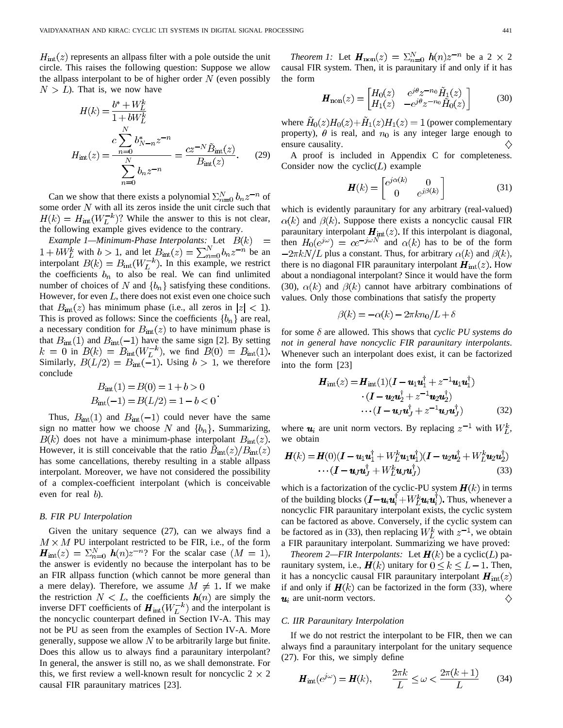$H_{\rm int}(z)$ represents an allpass filter with a pole outside the unit circle. This raises the following question: Suppose we allow the allpass interpolant to be of higher order $N$ (even possibly $N > L$). That is, we now have

$$H(k) = \frac{b^* + W_L^k}{1 + bW_L^k}$$
$$H_{\rm int}(z) = \frac{c\sum_{n=0}^{N} b_{N-n}^* z^{-n}}{\sum_{n=0}^{N} b_n z^{-n}} = \frac{cz^{-N}\tilde{B}_{\rm int}(z)}{B_{\rm int}(z)}. \tag{29}$$

Can we show that there exists a polynomial $\sum_{n=0}^{N} b_n z^{-n}$ of some order $N$ with all its zeros inside the unit circle such that $H(k) = H_{\rm int}(W_L^{-k})$? While the answer to this is not clear, the following example gives evidence to the contrary.

*Example 1—Minimum-Phase Interpolants:* Let $B(k) = 1 + bW_L^k$ with $b > 1$, and let $B_{\rm int}(z) = \sum_{n=0}^{N} b_n z^{-n}$ be an interpolant $B(k) = B_{\rm int}(W_L^{-k})$. In this example, we restrict the coefficients $b_n$ to also be real. We can find unlimited number of choices of $N$ and $\{b_n\}$ satisfying these conditions. However, for even $L$, there does not exist even one choice such that $B_{\rm int}(z)$ has minimum phase (i.e., all zeros in $|z| < 1$). This is proved as follows: Since the coefficients $\{b_n\}$ are real, a necessary condition for $B_{\rm int}(z)$ to have minimum phase is that $B_{\rm int}(1)$ and $B_{\rm int}(-1)$ have the same sign [2]. By setting $k = 0$ in $B(k) = B_{\rm int}(W_L^{-k})$, we find $B(0) = B_{\rm int}(1)$. Similarly, $B(L/2) = B_{\rm int}(-1)$. Using $b > 1$, we therefore conclude

$$B_{\rm int}(1) = B(0) = 1 + b > 0$$
$$B_{\rm int}(-1) = B(L/2) = 1 - b < 0.$$

Thus, $B_{\rm int}(1)$ and $B_{\rm int}(-1)$ could never have the same sign no matter how we choose $N$ and $\{b_n\}$. Summarizing, $B(k)$ does not have a minimum-phase interpolant $B_{\rm int}(z)$. However, it is still conceivable that the ratio $\tilde{B}_{\rm int}(z)/B_{\rm int}(z)$ has some cancellations, thereby resulting in a stable allpass interpolant. Moreover, we have not considered the possibility of a complex-coefficient interpolant (which is conceivable even for real $b$).

### B. FIR PU Interpolation

Given the unitary sequence (27), can we always find a $M \times M$ PU interpolant restricted to be FIR, i.e., of the form $\boldsymbol{H}_{\rm int}(z) = \sum_{n=0}^{N} \boldsymbol{h}(n)z^{-n}$? For the scalar case ($M = 1$), the answer is evidently no because the interpolant has to be an FIR allpass function (which cannot be more general than a mere delay). Therefore, we assume $M \neq 1$. If we make the restriction $N < L$, the coefficients $\boldsymbol{h}(n)$ are simply the inverse DFT coefficients of $\boldsymbol{H}_{\rm int}(W_L^{-k})$ and the interpolant is the noncyclic counterpart defined in Section IV-A. This may not be PU as seen from the examples of Section IV-A. More generally, suppose we allow $N$ to be arbitrarily large but finite. Does this allow us to always find a paraunitary interpolant? In general, the answer is still no, as we shall demonstrate. For this, we first review a well-known result for noncyclic $2 \times 2$ causal FIR paraunitary matrices [23].

*Theorem 1:* Let $\boldsymbol{H}_{\rm non}(z) = \sum_{n=0}^{N} \boldsymbol{h}(n)z^{-n}$ be a $2 \times 2$ causal FIR system. Then, it is paraunitary if and only if it has the form

$$\boldsymbol{H}_{\rm non}(z) = \begin{bmatrix} H_0(z) & e^{j\theta}z^{-n_0}\tilde{H}_1(z) \\ H_1(z) & -e^{j\theta}z^{-n_0}\tilde{H}_0(z) \end{bmatrix} \tag{30}$$

where $\tilde{H}_0(z)H_0(z) + \tilde{H}_1(z)H_1(z) = 1$ (power complementary property), $\theta$ is real, and $n_0$ is any integer large enough to ensure causality. $\diamond$

A proof is included in Appendix C for completeness. Consider now the cyclic($L$) example

$$\boldsymbol{H}(k) = \begin{bmatrix} e^{j\alpha(k)} & 0 \\ 0 & e^{j\beta(k)} \end{bmatrix} \tag{31}$$

which is evidently paraunitary for any arbitrary (real-valued) $\alpha(k)$ and $\beta(k)$. Suppose there exists a noncyclic causal FIR paraunitary interpolant $\boldsymbol{H}_{\rm int}(z)$. If this interpolant is diagonal, then $H_0(e^{j\omega}) = ce^{-j\omega N}$ and $\alpha(k)$ has to be of the form $-2\pi kN/L$ plus a constant. Thus, for arbitrary $\alpha(k)$ and $\beta(k)$, there is no diagonal FIR paraunitary interpolant $\boldsymbol{H}_{\rm int}(z)$. How about a nondiagonal interpolant? Since it would have the form (30), $\alpha(k)$ and $\beta(k)$ cannot have arbitrary combinations of values. Only those combinations that satisfy the property

$$\beta(k) = -\alpha(k) - 2\pi kn_0/L + \delta$$

for some $\delta$ are allowed. This shows that *cyclic PU systems do not in general have noncyclic FIR paraunitary interpolants*. Whenever such an interpolant does exist, it can be factorized into the form [23]

$$\begin{aligned}\boldsymbol{H}_{\rm int}(z) = &\boldsymbol{H}_{\rm int}(1)(\boldsymbol{I} - \boldsymbol{u}_1\boldsymbol{u}_1^\dagger + z^{-1}\boldsymbol{u}_1\boldsymbol{u}_1^\dagger) \\ &\cdot(\boldsymbol{I} - \boldsymbol{u}_2\boldsymbol{u}_2^\dagger + z^{-1}\boldsymbol{u}_2\boldsymbol{u}_2^\dagger) \\ &\cdots(\boldsymbol{I} - \boldsymbol{u}_J\boldsymbol{u}_J^\dagger + z^{-1}\boldsymbol{u}_J\boldsymbol{u}_J^\dagger)\end{aligned} \tag{32}$$

where $\boldsymbol{u}_i$ are unit norm vectors. By replacing $z^{-1}$ with $W_L^k$, we obtain

$$\begin{aligned}\boldsymbol{H}(k) = &\boldsymbol{H}(0)(\boldsymbol{I} - \boldsymbol{u}_1\boldsymbol{u}_1^\dagger + W_L^k\boldsymbol{u}_1\boldsymbol{u}_1^\dagger)(\boldsymbol{I} - \boldsymbol{u}_2\boldsymbol{u}_2^\dagger + W_L^k\boldsymbol{u}_2\boldsymbol{u}_2^\dagger) \\ &\cdots(\boldsymbol{I} - \boldsymbol{u}_J\boldsymbol{u}_J^\dagger + W_L^k\boldsymbol{u}_J\boldsymbol{u}_J^\dagger)\end{aligned} \tag{33}$$

which is a factorization of the cyclic-PU system $\boldsymbol{H}(k)$ in terms of the building blocks $(\boldsymbol{I} - \boldsymbol{u}_i\boldsymbol{u}_i^\dagger + W_L^k\boldsymbol{u}_i\boldsymbol{u}_i^\dagger)$. Thus, whenever a noncyclic FIR paraunitary interpolant exists, the cyclic system can be factored as above. Conversely, if the cyclic system can be factored as in (33), then replacing $W_L^k$ with $z^{-1}$, we obtain a FIR paraunitary interpolant. Summarizing we have proved:

*Theorem 2—FIR Interpolants:* Let $\boldsymbol{H}(k)$ be a cyclic($L$) paraunitary system, i.e., $\boldsymbol{H}(k)$ unitary for $0 \leq k \leq L-1$. Then, it has a noncyclic causal FIR paraunitary interpolant $\boldsymbol{H}_{\rm int}(z)$ if and only if $\boldsymbol{H}(k)$ can be factorized in the form (33), where $\boldsymbol{u}_i$ are unit-norm vectors. $\diamond$

### C. IIR Paraunitary Interpolation

If we do not restrict the interpolant to be FIR, then we can always find a paraunitary interpolant for the unitary sequence (27). For this, we simply define

$$\boldsymbol{H}_{\rm int}(e^{j\omega}) = \boldsymbol{H}(k), \qquad \frac{2\pi k}{L} \leq \omega < \frac{2\pi(k+1)}{L} \tag{34}$$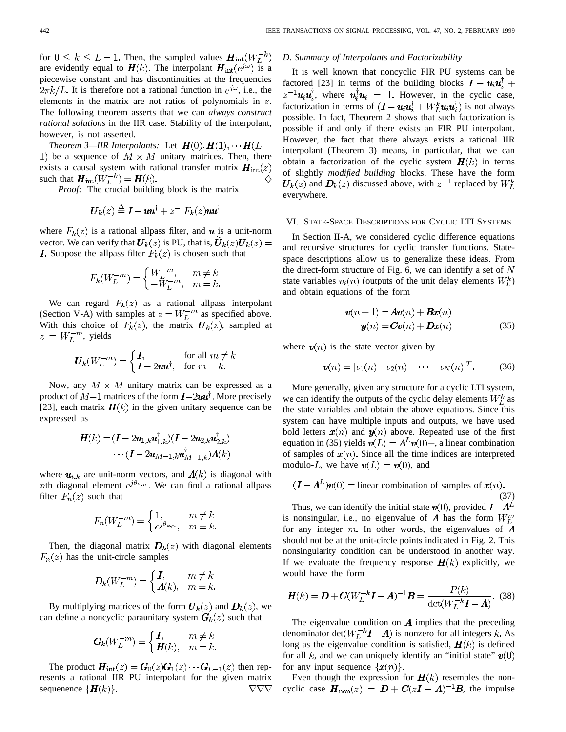for $0 \leq k \leq L-1$. Then, the sampled values $\boldsymbol{H}_{\rm int}(W_L^{-k})$ are evidently equal to $\boldsymbol{H}(k)$. The interpolant $\boldsymbol{H}_{\rm int}(e^{j\omega})$ is a piecewise constant and has discontinuities at the frequencies $2\pi k/L$. It is therefore not a rational function in $e^{j\omega}$, i.e., the elements in the matrix are not ratios of polynomials in $z$. The following theorem asserts that we can *always construct rational solutions* in the IIR case. Stability of the interpolant, however, is not asserted.

*Theorem 3—IIR Interpolants:* Let $\boldsymbol{H}(0), \boldsymbol{H}(1), \cdots \boldsymbol{H}(L-1)$ be a sequence of $M \times M$ unitary matrices. Then, there exists a causal system with rational transfer matrix $\boldsymbol{H}_{\rm int}(z)$ such that $\boldsymbol{H}_{\rm int}(W_L^{-k}) = \boldsymbol{H}(k)$. ◇

*Proof:* The crucial building block is the matrix

$$\boldsymbol{U}_k(z) \triangleq \boldsymbol{I} - \boldsymbol{u}\boldsymbol{u}^\dagger + z^{-1}F_k(z)\boldsymbol{u}\boldsymbol{u}^\dagger$$

where $F_k(z)$ is a rational allpass filter, and $\boldsymbol{u}$ is a unit-norm vector. We can verify that $\boldsymbol{U}_k(z)$ is PU, that is, $\tilde{\boldsymbol{U}}_k(z)\boldsymbol{U}_k(z) = \boldsymbol{I}$. Suppose the allpass filter $F_k(z)$ is chosen such that

$$F_k(W_L^{-m}) = \begin{cases} W_L^{-m}, & m \neq k \\ -W_L^{-m}, & m = k. \end{cases}$$

We can regard $F_k(z)$ as a rational allpass interpolant (Section V-A) with samples at $z = W_L^{-m}$ as specified above. With this choice of $F_k(z)$, the matrix $\boldsymbol{U}_k(z)$, sampled at $z = W_L^{-m}$, yields

$$\boldsymbol{U}_k(W_L^{-m}) = \begin{cases} \boldsymbol{I}, & \text{for all } m \neq k \\ \boldsymbol{I} - 2\boldsymbol{u}\boldsymbol{u}^\dagger, & \text{for } m = k. \end{cases}$$

Now, any $M \times M$ unitary matrix can be expressed as a product of $M-1$ matrices of the form $\boldsymbol{I} - 2\boldsymbol{u}\boldsymbol{u}^\dagger$. More precisely [23], each matrix $\boldsymbol{H}(k)$ in the given unitary sequence can be expressed as

$$\boldsymbol{H}(k) = (\boldsymbol{I} - 2\boldsymbol{u}_{1,k}\boldsymbol{u}_{1,k}^\dagger)(\boldsymbol{I} - 2\boldsymbol{u}_{2,k}\boldsymbol{u}_{2,k}^\dagger) \cdots (\boldsymbol{I} - 2\boldsymbol{u}_{M-1,k}\boldsymbol{u}_{M-1,k}^\dagger)\boldsymbol{\Lambda}(k)$$

where $\boldsymbol{u}_{i,k}$ are unit-norm vectors, and $\boldsymbol{\Lambda}(k)$ is diagonal with $n$th diagonal element $e^{j\theta_{k,n}}$. We can find a rational allpass filter $F_n(z)$ such that

$$F_n(W_L^{-m}) = \begin{cases} 1, & m \neq k \\ e^{j\theta_{k,n}}, & m = k. \end{cases}$$

Then, the diagonal matrix $\boldsymbol{D}_k(z)$ with diagonal elements $F_n(z)$ has the unit-circle samples

$$\boldsymbol{D}_k(W_L^{-m}) = \begin{cases} \boldsymbol{I}, & m \neq k \\ \boldsymbol{\Lambda}(k), & m = k. \end{cases}$$

By multiplying matrices of the form $\boldsymbol{U}_k(z)$ and $\boldsymbol{D}_k(z)$, we can define a noncyclic paraunitary system $\boldsymbol{G}_k(z)$ such that

$$\boldsymbol{G}_k(W_L^{-m}) = \begin{cases} \boldsymbol{I}, & m \neq k \\ \boldsymbol{H}(k), & m = k. \end{cases}$$

The product $\boldsymbol{H}_{\rm int}(z) = \boldsymbol{G}_0(z)\boldsymbol{G}_1(z)\cdots\boldsymbol{G}_{L-1}(z)$ then represents a rational IIR PU interpolant for the given matrix sequenence $\{\boldsymbol{H}(k)\}$. ▽▽▽

### D. Summary of Interpolants and Factorizability

It is well known that noncyclic FIR PU systems can be factored [23] in terms of the building blocks $\boldsymbol{I} - \boldsymbol{u}_i\boldsymbol{u}_i^\dagger + z^{-1}\boldsymbol{u}_i\boldsymbol{u}_i^\dagger$, where $\boldsymbol{u}_i^\dagger\boldsymbol{u}_i = 1$. However, in the cyclic case, factorization in terms of $(\boldsymbol{I} - \boldsymbol{u}_i\boldsymbol{u}_i^\dagger + W_L^k\boldsymbol{u}_i\boldsymbol{u}_i^\dagger)$ is not always possible. In fact, Theorem 2 shows that such factorization is possible if and only if there exists an FIR PU interpolant. However, the fact that there always exists a rational IIR interpolant (Theorem 3) means, in particular, that we can obtain a factorization of the cyclic system $\boldsymbol{H}(k)$ in terms of slightly *modified building* blocks. These have the form $\boldsymbol{U}_k(z)$ and $\boldsymbol{D}_k(z)$ discussed above, with $z^{-1}$ replaced by $W_L^k$ everywhere.

## VI. State-Space Descriptions for Cyclic LTI Systems

In Section II-A, we considered cyclic difference equations and recursive structures for cyclic transfer functions. State-space descriptions allow us to generalize these ideas. From the direct-form structure of Fig. 6, we can identify a set of $N$ state variables $v_i(n)$ (outputs of the unit delay elements $W_L^k$) and obtain equations of the form

$$\begin{aligned} \boldsymbol{v}(n+1) &= \boldsymbol{A}\boldsymbol{v}(n) + \boldsymbol{B}\boldsymbol{x}(n) \\ \boldsymbol{y}(n) &= \boldsymbol{C}\boldsymbol{v}(n) + \boldsymbol{D}\boldsymbol{x}(n) \end{aligned} \tag{35}$$

where $\boldsymbol{v}(n)$ is the state vector given by

$$\boldsymbol{v}(n) = [v_1(n) \quad v_2(n) \quad \cdots \quad v_N(n)]^T. \tag{36}$$

More generally, given any structure for a cyclic LTI system, we can identify the outputs of the cyclic delay elements $W_L^k$ as the state variables and obtain the above equations. Since this system can have multiple inputs and outputs, we have used bold letters $\boldsymbol{x}(n)$ and $\boldsymbol{y}(n)$ above. Repeated use of the first equation in (35) yields $\boldsymbol{v}(L) = \boldsymbol{A}^L\boldsymbol{v}(0) +$, a linear combination of samples of $\boldsymbol{x}(n)$. Since all the time indices are interpreted modulo-$L$, we have $\boldsymbol{v}(L) = \boldsymbol{v}(0)$, and

$$(\boldsymbol{I} - \boldsymbol{A}^L)\boldsymbol{v}(0) = \text{linear combination of samples of } \boldsymbol{x}(n). \tag{37}$$

Thus, we can identify the initial state $\boldsymbol{v}(0)$, provided $\boldsymbol{I} - \boldsymbol{A}^L$ is nonsingular, i.e., no eigenvalue of $\boldsymbol{A}$ has the form $W_L^m$ for any integer $m$. In other words, the eigenvalues of $\boldsymbol{A}$ should not be at the unit-circle points indicated in Fig. 2. This nonsingularity condition can be understood in another way. If we evaluate the frequency response $\boldsymbol{H}(k)$ explicitly, we would have the form

$$\boldsymbol{H}(k) = \boldsymbol{D} + \boldsymbol{C}(W_L^{-k}\boldsymbol{I} - \boldsymbol{A})^{-1}\boldsymbol{B} = \frac{\boldsymbol{P}(k)}{\det(W_L^{-k}\boldsymbol{I} - \boldsymbol{A})}. \tag{38}$$

The eigenvalue condition on $\boldsymbol{A}$ implies that the preceding denominator $\det(W_L^{-k}\boldsymbol{I} - \boldsymbol{A})$ is nonzero for all integers $k$. As long as the eigenvalue condition is satisfied, $\boldsymbol{H}(k)$ is defined for all $k$, and we can uniquely identify an "initial state" $\boldsymbol{v}(0)$ for any input sequence $\{\boldsymbol{x}(n)\}$.

Even though the expression for $\boldsymbol{H}(k)$ resembles the noncyclic case $\boldsymbol{H}_{\rm non}(z) = \boldsymbol{D} + \boldsymbol{C}(z\boldsymbol{I} - \boldsymbol{A})^{-1}\boldsymbol{B}$, the impulse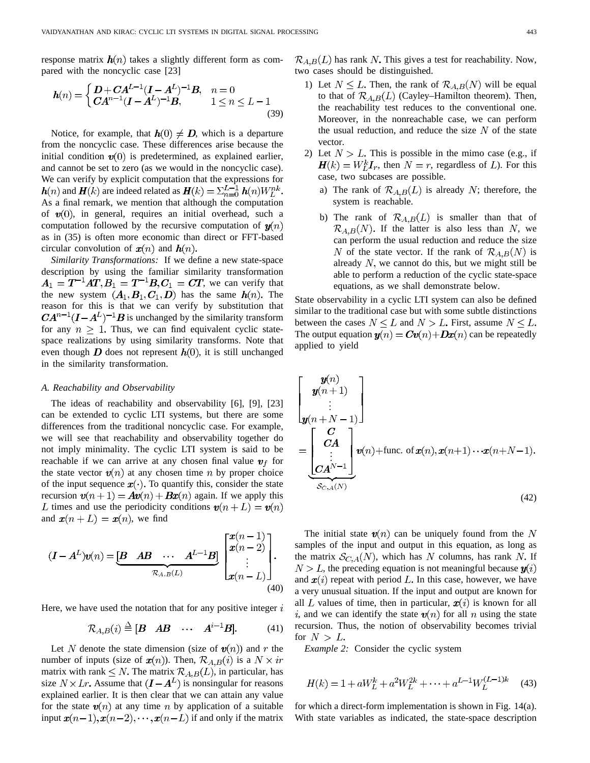response matrix $\boldsymbol{h}(n)$ takes a slightly different form as compared with the noncyclic case [23]

$$\boldsymbol{h}(n) = \begin{cases} \boldsymbol{D} + \boldsymbol{C}\boldsymbol{A}^{L-1}(\boldsymbol{I} - \boldsymbol{A}^L)^{-1}\boldsymbol{B}, & n = 0 \\ \boldsymbol{C}\boldsymbol{A}^{n-1}(\boldsymbol{I} - \boldsymbol{A}^L)^{-1}\boldsymbol{B}, & 1 \le n \le L-1 \end{cases} \tag{39}$$

Notice, for example, that $\boldsymbol{h}(0) \neq \boldsymbol{D}$, which is a departure from the noncyclic case. These differences arise because the initial condition $\boldsymbol{v}(0)$ is predetermined, as explained earlier, and cannot be set to zero (as we would in the noncyclic case). We can verify by explicit computation that the expressions for $\boldsymbol{h}(n)$ and $\boldsymbol{H}(k)$ are indeed related as $\boldsymbol{H}(k) = \sum_{n=0}^{L-1} \boldsymbol{h}(n) W_L^{nk}$. As a final remark, we mention that although the computation of $\boldsymbol{v}(0)$, in general, requires an initial overhead, such a computation followed by the recursive computation of $\boldsymbol{y}(n)$ as in (35) is often more economic than direct or FFT-based circular convolution of $\boldsymbol{x}(n)$ and $\boldsymbol{h}(n)$.

*Similarity Transformations:* If we define a new state-space description by using the familiar similarity transformation $\boldsymbol{A}_1 = \boldsymbol{T}^{-1}\boldsymbol{A}\boldsymbol{T}, \boldsymbol{B}_1 = \boldsymbol{T}^{-1}\boldsymbol{B}, \boldsymbol{C}_1 = \boldsymbol{C}\boldsymbol{T}$, we can verify that the new system $(\boldsymbol{A}_1, \boldsymbol{B}_1, \boldsymbol{C}_1, \boldsymbol{D})$ has the same $\boldsymbol{h}(n)$. The reason for this is that we can verify by substitution that $\boldsymbol{C}\boldsymbol{A}^{n-1}(\boldsymbol{I} - \boldsymbol{A}^L)^{-1}\boldsymbol{B}$ is unchanged by the similarity transform for any $n \ge 1$. Thus, we can find equivalent cyclic state-space realizations by using similarity transforms. Note that even though $\boldsymbol{D}$ does not represent $\boldsymbol{h}(0)$, it is still unchanged in the similarity transformation.

### A. Reachability and Observability

The ideas of reachability and observability [6], [9], [23] can be extended to cyclic LTI systems, but there are some differences from the traditional noncyclic case. For example, we will see that reachability and observability together do not imply minimality. The cyclic LTI system is said to be reachable if we can arrive at any chosen final value $\boldsymbol{v}_f$ for the state vector $\boldsymbol{v}(n)$ at any chosen time $n$ by proper choice of the input sequence $\boldsymbol{x}(\cdot)$. To quantify this, consider the state recursion $\boldsymbol{v}(n+1) = \boldsymbol{A}\boldsymbol{v}(n) + \boldsymbol{B}\boldsymbol{x}(n)$ again. If we apply this $L$ times and use the periodicity conditions $\boldsymbol{v}(n+L) = \boldsymbol{v}(n)$ and $\boldsymbol{x}(n+L) = \boldsymbol{x}(n)$, we find

$$(\boldsymbol{I} - \boldsymbol{A}^L)\boldsymbol{v}(n) = \underbrace{[\boldsymbol{B} \quad \boldsymbol{A}\boldsymbol{B} \quad \cdots \quad \boldsymbol{A}^{L-1}\boldsymbol{B}]}_{\mathcal{R}_{A,B}(L)} \begin{bmatrix} \boldsymbol{x}(n-1) \\ \boldsymbol{x}(n-2) \\ \vdots \\ \boldsymbol{x}(n-L) \end{bmatrix}. \tag{40}$$

Here, we have used the notation that for any positive integer $i$

$$\mathcal{R}_{A,B}(i) \triangleq [\boldsymbol{B} \quad \boldsymbol{A}\boldsymbol{B} \quad \cdots \quad \boldsymbol{A}^{i-1}\boldsymbol{B}]. \tag{41}$$

Let $N$ denote the state dimension (size of $\boldsymbol{v}(n)$) and $r$ the number of inputs (size of $\boldsymbol{x}(n)$). Then, $\mathcal{R}_{A,B}(i)$ is a $N \times ir$ matrix with rank $\le N$. The matrix $\mathcal{R}_{A,B}(L)$, in particular, has size $N \times Lr$. Assume that $(\boldsymbol{I} - \boldsymbol{A}^L)$ is nonsingular for reasons explained earlier. It is then clear that we can attain any value for the state $\boldsymbol{v}(n)$ at any time $n$ by application of a suitable input $\boldsymbol{x}(n-1), \boldsymbol{x}(n-2), \cdots, \boldsymbol{x}(n-L)$ if and only if the matrix $\mathcal{R}_{A,B}(L)$ has rank $N$. This gives a test for reachability. Now, two cases should be distinguished.

1) Let $N \le L$. Then, the rank of $\mathcal{R}_{A,B}(N)$ will be equal to that of $\mathcal{R}_{A,B}(L)$ (Cayley–Hamilton theorem). Then, the reachability test reduces to the conventional one. Moreover, in the nonreachable case, we can perform the usual reduction, and reduce the size $N$ of the state vector.
2) Let $N > L$. This is possible in the mimo case (e.g., if $\boldsymbol{H}(k) = W_L^k \boldsymbol{I}_r$, then $N = r$, regardless of $L$). For this case, two subcases are possible.
   a) The rank of $\mathcal{R}_{A,B}(L)$ is already $N$; therefore, the system is reachable.
   b) The rank of $\mathcal{R}_{A,B}(L)$ is smaller than that of $\mathcal{R}_{A,B}(N)$. If the latter is also less than $N$, we can perform the usual reduction and reduce the size $N$ of the state vector. If the rank of $\mathcal{R}_{A,B}(N)$ is already $N$, we cannot do this, but we might still be able to perform a reduction of the cyclic state-space equations, as we shall demonstrate below.

State observability in a cyclic LTI system can also be defined similar to the traditional case but with some subtle distinctions between the cases $N \le L$ and $N > L$. First, assume $N \le L$. The output equation $\boldsymbol{y}(n) = \boldsymbol{C}\boldsymbol{v}(n) + \boldsymbol{D}\boldsymbol{x}(n)$ can be repeatedly applied to yield

$$\begin{bmatrix} \boldsymbol{y}(n) \\ \boldsymbol{y}(n+1) \\ \vdots \\ \boldsymbol{y}(n+N-1) \end{bmatrix} = \underbrace{\begin{bmatrix} \boldsymbol{C} \\ \boldsymbol{C}\boldsymbol{A} \\ \vdots \\ \boldsymbol{C}\boldsymbol{A}^{N-1} \end{bmatrix}}_{\mathcal{S}_{C,A}(N)} \boldsymbol{v}(n) + \text{func. of } \boldsymbol{x}(n), \boldsymbol{x}(n+1) \cdots \boldsymbol{x}(n+N-1). \tag{42}$$

The initial state $\boldsymbol{v}(n)$ can be uniquely found from the $N$ samples of the input and output in this equation, as long as the matrix $\mathcal{S}_{C,A}(N)$, which has $N$ columns, has rank $N$. If $N > L$, the preceding equation is not meaningful because $\boldsymbol{y}(i)$ and $\boldsymbol{x}(i)$ repeat with period $L$. In this case, however, we have a very unusual situation. If the input and output are known for all $L$ values of time, then in particular, $\boldsymbol{x}(i)$ is known for all $i$, and we can identify the state $\boldsymbol{v}(n)$ for all $n$ using the state recursion. Thus, the notion of observability becomes trivial for $N > L$.

*Example 2:* Consider the cyclic system

$$H(k) = 1 + aW_L^k + a^2W_L^{2k} + \cdots + a^{L-1}W_L^{(L-1)k} \tag{43}$$

for which a direct-form implementation is shown in Fig. 14(a). With state variables as indicated, the state-space description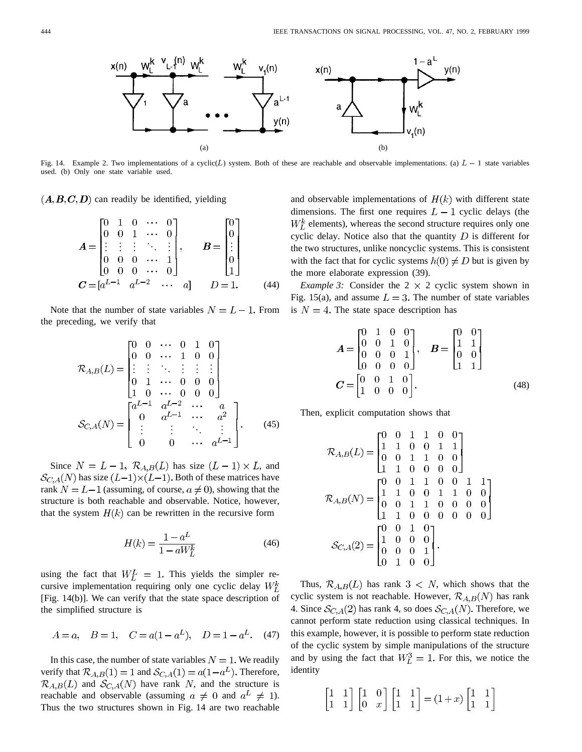Fig. 14. Example 2. Two implementations of a cyclic($L$) system. Both of these are reachable and observable implementations. (a) $L-1$ state variables used. (b) Only one state variable used.

$(\boldsymbol{A}, \boldsymbol{B}, \boldsymbol{C}, \boldsymbol{D})$ can readily be identified, yielding

$$\boldsymbol{A} = \begin{bmatrix} 0 & 1 & 0 & \cdots & 0 \\ 0 & 0 & 1 & \cdots & 0 \\ \vdots & \vdots & \vdots & \ddots & \vdots \\ 0 & 0 & 0 & \cdots & 1 \\ 0 & 0 & 0 & \cdots & 0 \end{bmatrix}, \qquad \boldsymbol{B} = \begin{bmatrix} 0 \\ 0 \\ \vdots \\ 0 \\ 1 \end{bmatrix}$$
$$\boldsymbol{C} = [a^{L-1} \quad a^{L-2} \quad \cdots \quad a] \qquad D = 1. \tag{44}$$

Note that the number of state variables $N = L - 1$. From the preceding, we verify that

$$\mathcal{R}_{A,B}(L) = \begin{bmatrix} 0 & 0 & \cdots & 0 & 1 & 0 \\ 0 & 0 & \cdots & 1 & 0 & 0 \\ \vdots & \vdots & \ddots & \vdots & \vdots & \vdots \\ 0 & 1 & \cdots & 0 & 0 & 0 \\ 1 & 0 & \cdots & 0 & 0 & 0 \end{bmatrix}$$
$$\mathcal{S}_{C,A}(N) = \begin{bmatrix} a^{L-1} & a^{L-2} & \cdots & a \\ 0 & a^{L-1} & \cdots & a^2 \\ \vdots & \vdots & \ddots & \vdots \\ 0 & 0 & \cdots & a^{L-1} \end{bmatrix}. \tag{45}$$

Since $N = L - 1$, $\mathcal{R}_{A,B}(L)$ has size $(L-1) \times L$, and $\mathcal{S}_{C,A}(N)$ has size $(L-1) \times (L-1)$. Both of these matrices have rank $N = L - 1$ (assuming, of course, $a \neq 0$), showing that the structure is both reachable and observable. Notice, however, that the system $H(k)$ can be rewritten in the recursive form

$$H(k) = \frac{1 - a^L}{1 - aW_L^k} \tag{46}$$

using the fact that $W_L^L = 1$. This yields the simpler recursive implementation requiring only one cyclic delay $W_L^k$ [Fig. 14(b)]. We can verify that the state space description of the simplified structure is

$$A = a, \quad B = 1, \quad C = a(1 - a^L), \quad D = 1 - a^L. \tag{47}$$

In this case, the number of state variables $N = 1$. We readily verify that $\mathcal{R}_{A,B}(1) = 1$ and $\mathcal{S}_{C,A}(1) = a(1 - a^L)$. Therefore, $\mathcal{R}_{A,B}(L)$ and $\mathcal{S}_{C,A}(N)$ have rank $N$, and the structure is reachable and observable (assuming $a \neq 0$ and $a^L \neq 1$). Thus the two structures shown in Fig. 14 are two reachable and observable implementations of $H(k)$ with different state dimensions. The first one requires $L - 1$ cyclic delays (the $W_L^k$ elements), whereas the second structure requires only one cyclic delay. Notice also that the quantity $D$ is different for the two structures, unlike noncyclic systems. This is consistent with the fact that for cyclic systems $h(0) \neq D$ but is given by the more elaborate expression (39).

*Example 3:* Consider the $2 \times 2$ cyclic system shown in Fig. 15(a), and assume $L = 3$. The number of state variables is $N = 4$. The state space description has

$$\boldsymbol{A} = \begin{bmatrix} 0 & 1 & 0 & 0 \\ 0 & 0 & 1 & 0 \\ 0 & 0 & 0 & 1 \\ 0 & 0 & 0 & 0 \end{bmatrix}, \quad \boldsymbol{B} = \begin{bmatrix} 0 & 0 \\ 1 & 1 \\ 0 & 0 \\ 1 & 1 \end{bmatrix}$$
$$\boldsymbol{C} = \begin{bmatrix} 0 & 0 & 1 & 0 \\ 1 & 0 & 0 & 0 \end{bmatrix}. \tag{48}$$

Then, explicit computation shows that

$$\mathcal{R}_{A,B}(L) = \begin{bmatrix} 0 & 0 & 1 & 1 & 0 & 0 \\ 1 & 1 & 0 & 0 & 1 & 1 \\ 0 & 0 & 1 & 1 & 0 & 0 \\ 1 & 1 & 0 & 0 & 0 & 0 \end{bmatrix}$$
$$\mathcal{R}_{A,B}(N) = \begin{bmatrix} 0 & 0 & 1 & 1 & 0 & 0 & 1 & 1 \\ 1 & 1 & 0 & 0 & 1 & 1 & 0 & 0 \\ 0 & 0 & 1 & 1 & 0 & 0 & 0 & 0 \\ 1 & 1 & 0 & 0 & 0 & 0 & 0 & 0 \end{bmatrix}$$
$$\mathcal{S}_{C,A}(2) = \begin{bmatrix} 0 & 0 & 1 & 0 \\ 1 & 0 & 0 & 0 \\ 0 & 0 & 0 & 1 \\ 0 & 1 & 0 & 0 \end{bmatrix}.$$

Thus, $\mathcal{R}_{A,B}(L)$ has rank $3 < N$, which shows that the cyclic system is not reachable. However, $\mathcal{R}_{A,B}(N)$ has rank 4. Since $\mathcal{S}_{C,A}(2)$ has rank 4, so does $\mathcal{S}_{C,A}(N)$. Therefore, we cannot perform state reduction using classical techniques. In this example, however, it is possible to perform state reduction of the cyclic system by simple manipulations of the structure and by using the fact that $W_L^3 = 1$. For this, we notice the identity

$$\begin{bmatrix} 1 & 1 \\ 1 & 1 \end{bmatrix} \begin{bmatrix} 1 & 0 \\ 0 & x \end{bmatrix} \begin{bmatrix} 1 & 1 \\ 1 & 1 \end{bmatrix} = (1 + x) \begin{bmatrix} 1 & 1 \\ 1 & 1 \end{bmatrix}$$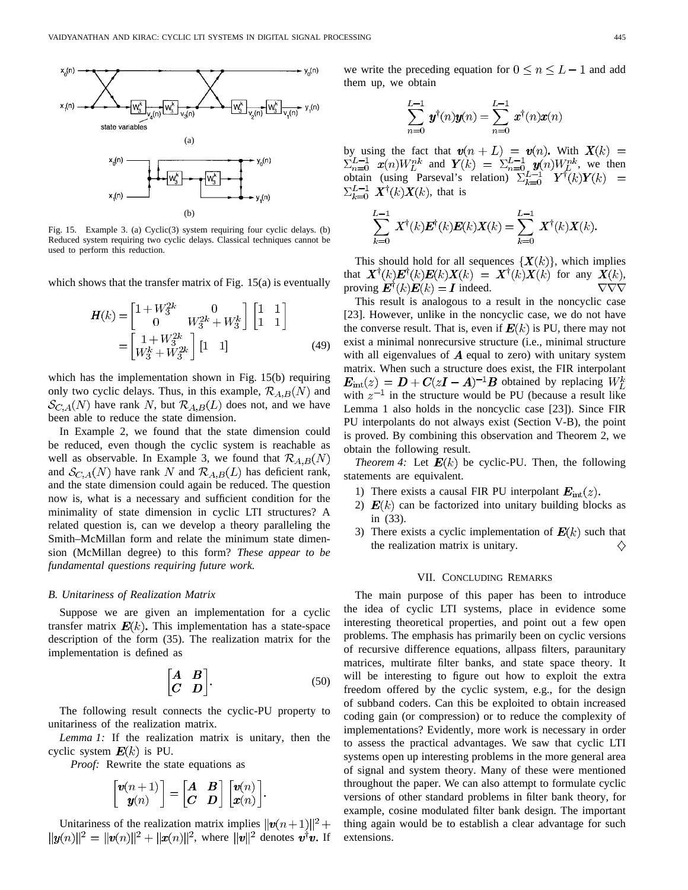Fig. 15. Example 3. (a) Cyclic(3) system requiring four cyclic delays. (b) Reduced system requiring two cyclic delays. Classical techniques cannot be used to perform this reduction.

which shows that the transfer matrix of Fig. 15(a) is eventually

$$\begin{aligned}\boldsymbol{H}(k) &= \begin{bmatrix} 1+W_3^{2k} & 0 \\ 0 & W_3^{2k}+W_3^k \end{bmatrix} \begin{bmatrix} 1 & 1 \\ 1 & 1 \end{bmatrix} \\ &= \begin{bmatrix} 1+W_3^{2k} \\ W_3^k+W_3^{2k} \end{bmatrix} [1 \quad 1] \end{aligned} \tag{49}$$

which has the implementation shown in Fig. 15(b) requiring only two cyclic delays. Thus, in this example, $\mathcal{R}_{A,B}(N)$ and $\mathcal{S}_{C,A}(N)$ have rank $N$, but $\mathcal{R}_{A,B}(L)$ does not, and we have been able to reduce the state dimension.

In Example 2, we found that the state dimension could be reduced, even though the cyclic system is reachable as well as observable. In Example 3, we found that $\mathcal{R}_{A,B}(N)$ and $\mathcal{S}_{C,A}(N)$ have rank $N$ and $\mathcal{R}_{A,B}(L)$ has deficient rank, and the state dimension could again be reduced. The question now is, what is a necessary and sufficient condition for the minimality of state dimension in cyclic LTI structures? A related question is, can we develop a theory paralleling the Smith–McMillan form and relate the minimum state dimension (McMillan degree) to this form? *These appear to be fundamental questions requiring future work.*

### B. Unitariness of Realization Matrix

Suppose we are given an implementation for a cyclic transfer matrix $\boldsymbol{E}(k)$. This implementation has a state-space description of the form (35). The realization matrix for the implementation is defined as

$$\begin{bmatrix} \boldsymbol{A} & \boldsymbol{B} \\ \boldsymbol{C} & \boldsymbol{D} \end{bmatrix}. \tag{50}$$

The following result connects the cyclic-PU property to unitariness of the realization matrix.

*Lemma 1:* If the realization matrix is unitary, then the cyclic system $\boldsymbol{E}(k)$ is PU.

*Proof:* Rewrite the state equations as

$$\begin{bmatrix} \boldsymbol{v}(n+1) \\ \boldsymbol{y}(n) \end{bmatrix} = \begin{bmatrix} \boldsymbol{A} & \boldsymbol{B} \\ \boldsymbol{C} & \boldsymbol{D} \end{bmatrix} \begin{bmatrix} \boldsymbol{v}(n) \\ \boldsymbol{x}(n) \end{bmatrix}.$$

Unitariness of the realization matrix implies $||\boldsymbol{v}(n+1)||^2 + ||\boldsymbol{y}(n)||^2 = ||\boldsymbol{v}(n)||^2 + ||\boldsymbol{x}(n)||^2$, where $||\boldsymbol{v}||^2$ denotes $\boldsymbol{v}^\dagger\boldsymbol{v}$. If we write the preceding equation for $0 \le n \le L-1$ and add them up, we obtain

$$\sum_{n=0}^{L-1} \boldsymbol{y}^\dagger(n)\boldsymbol{y}(n) = \sum_{n=0}^{L-1} \boldsymbol{x}^\dagger(n)\boldsymbol{x}(n)$$

by using the fact that $\boldsymbol{v}(n+L) = \boldsymbol{v}(n)$. With $\boldsymbol{X}(k) = \sum_{n=0}^{L-1} \boldsymbol{x}(n)W_L^{nk}$ and $\boldsymbol{Y}(k) = \sum_{n=0}^{L-1} \boldsymbol{y}(n)W_L^{nk}$, we then obtain (using Parseval's relation) $\sum_{k=0}^{L-1} \boldsymbol{Y}^\dagger(k)\boldsymbol{Y}(k) = \sum_{k=0}^{L-1} \boldsymbol{X}^\dagger(k)\boldsymbol{X}(k)$, that is

$$\sum_{k=0}^{L-1} \boldsymbol{X}^\dagger(k)\boldsymbol{E}^\dagger(k)\boldsymbol{E}(k)\boldsymbol{X}(k) = \sum_{k=0}^{L-1} \boldsymbol{X}^\dagger(k)\boldsymbol{X}(k).$$

This should hold for all sequences $\{\boldsymbol{X}(k)\}$, which implies that $\boldsymbol{X}^\dagger(k)\boldsymbol{E}^\dagger(k)\boldsymbol{E}(k)\boldsymbol{X}(k) = \boldsymbol{X}^\dagger(k)\boldsymbol{X}(k)$ for any $\boldsymbol{X}(k)$, proving $\boldsymbol{E}^\dagger(k)\boldsymbol{E}(k) = \boldsymbol{I}$ indeed. $\nabla\nabla\nabla$

This result is analogous to a result in the noncyclic case [23]. However, unlike in the noncyclic case, we do not have the converse result. That is, even if $\boldsymbol{E}(k)$ is PU, there may not exist a minimal nonrecursive structure (i.e., minimal structure with all eigenvalues of $\boldsymbol{A}$ equal to zero) with unitary system matrix. When such a structure does exist, the FIR interpolant $\boldsymbol{E}_{\text{int}}(z) = \boldsymbol{D} + \boldsymbol{C}(z\boldsymbol{I} - \boldsymbol{A})^{-1}\boldsymbol{B}$ obtained by replacing $W_L^k$ with $z^{-1}$ in the structure would be PU (because a result like Lemma 1 also holds in the noncyclic case [23]). Since FIR PU interpolants do not always exist (Section V-B), the point is proved. By combining this observation and Theorem 2, we obtain the following result.

*Theorem 4:* Let $\boldsymbol{E}(k)$ be cyclic-PU. Then, the following statements are equivalent.

1) There exists a causal FIR PU interpolant $\boldsymbol{E}_{\text{int}}(z)$.
2) $\boldsymbol{E}(k)$ can be factorized into unitary building blocks as in (33).
3) There exists a cyclic implementation of $\boldsymbol{E}(k)$ such that the realization matrix is unitary. $\diamondsuit$

## VII. Concluding Remarks

The main purpose of this paper has been to introduce the idea of cyclic LTI systems, place in evidence some interesting theoretical properties, and point out a few open problems. The emphasis has primarily been on cyclic versions of recursive difference equations, allpass filters, paraunitary matrices, multirate filter banks, and state space theory. It will be interesting to figure out how to exploit the extra freedom offered by the cyclic system, e.g., for the design of subband coders. Can this be exploited to obtain increased coding gain (or compression) or to reduce the complexity of implementations? Evidently, more work is necessary in order to assess the practical advantages. We saw that cyclic LTI systems open up interesting problems in the more general area of signal and system theory. Many of these were mentioned throughout the paper. We can also attempt to formulate cyclic versions of other standard problems in filter bank theory, for example, cosine modulated filter bank design. The important thing again would be to establish a clear advantage for such extensions.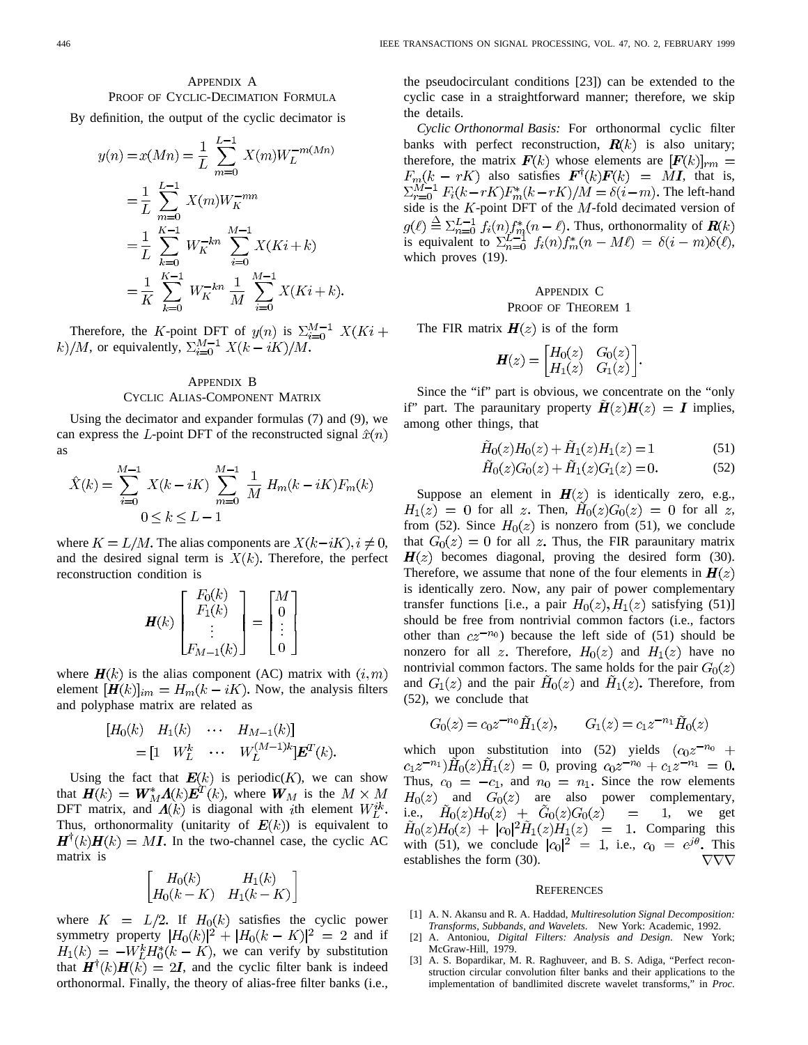## Appendix A
### Proof of Cyclic-Decimation Formula

By definition, the output of the cyclic decimator is

$$
\begin{aligned}
y(n) = x(Mn) &= \frac{1}{L} \sum_{m=0}^{L-1} X(m) W_L^{-m(Mn)} \\
&= \frac{1}{L} \sum_{m=0}^{L-1} X(m) W_K^{-mn} \\
&= \frac{1}{L} \sum_{k=0}^{K-1} W_K^{-kn} \sum_{i=0}^{M-1} X(Ki+k) \\
&= \frac{1}{K} \sum_{k=0}^{K-1} W_K^{-kn} \frac{1}{M} \sum_{i=0}^{M-1} X(Ki+k).
\end{aligned}
$$

Therefore, the $K$-point DFT of $y(n)$ is $\sum_{i=0}^{M-1} X(Ki+k)/M$, or equivalently, $\sum_{i=0}^{M-1} X(k-iK)/M$.

## Appendix B
### Cyclic Alias-Component Matrix

Using the decimator and expander formulas (7) and (9), we can express the $L$-point DFT of the reconstructed signal $\hat{x}(n)$ as

$$
\hat{X}(k) = \sum_{i=0}^{M-1} X(k-iK) \sum_{m=0}^{M-1} \frac{1}{M} H_m(k-iK) F_m(k)
$$
$$
0 \le k \le L-1
$$

where $K = L/M$. The alias components are $X(k-iK), i \neq 0$, and the desired signal term is $X(k)$. Therefore, the perfect reconstruction condition is

$$
\boldsymbol{H}(k) \begin{bmatrix} F_0(k) \\ F_1(k) \\ \vdots \\ F_{M-1}(k) \end{bmatrix} = \begin{bmatrix} M \\ 0 \\ \vdots \\ 0 \end{bmatrix}
$$

where $\boldsymbol{H}(k)$ is the alias component (AC) matrix with $(i, m)$ element $[\boldsymbol{H}(k)]_{im} = H_m(k-iK)$. Now, the analysis filters and polyphase matrix are related as

$$
\begin{aligned}
&[H_0(k) \quad H_1(k) \quad \cdots \quad H_{M-1}(k)] \\
&\quad = [1 \quad W_L^k \quad \cdots \quad W_L^{(M-1)k}] \boldsymbol{E}^T(k).
\end{aligned}
$$

Using the fact that $\boldsymbol{E}(k)$ is periodic($K$), we can show that $\boldsymbol{H}(k) = \boldsymbol{W}_M^* \boldsymbol{\Lambda}(k) \boldsymbol{E}^T(k)$, where $\boldsymbol{W}_M$ is the $M \times M$ DFT matrix, and $\boldsymbol{\Lambda}(k)$ is diagonal with $i$th element $W_L^{ik}$. Thus, orthonormality (unitarity of $\boldsymbol{E}(k)$) is equivalent to $\boldsymbol{H}^\dagger(k)\boldsymbol{H}(k) = M\boldsymbol{I}$. In the two-channel case, the cyclic AC matrix is

$$
\begin{bmatrix} H_0(k) & H_1(k) \\ H_0(k-K) & H_1(k-K) \end{bmatrix}
$$

where $K = L/2$. If $H_0(k)$ satisfies the cyclic power symmetry property $|H_0(k)|^2 + |H_0(k-K)|^2 = 2$ and if $H_1(k) = -W_L^k H_0^*(k-K)$, we can verify by substitution that $\boldsymbol{H}^\dagger(k)\boldsymbol{H}(k) = 2\boldsymbol{I}$, and the cyclic filter bank is indeed orthonormal. Finally, the theory of alias-free filter banks (i.e., the pseudocirculant conditions [23]) can be extended to the cyclic case in a straightforward manner; therefore, we skip the details.

*Cyclic Orthonormal Basis:* For orthonormal cyclic filter banks with perfect reconstruction, $\boldsymbol{R}(k)$ is also unitary; therefore, the matrix $\boldsymbol{F}(k)$ whose elements are $[\boldsymbol{F}(k)]_{rm} = F_m(k-rK)$ also satisfies $\boldsymbol{F}^\dagger(k)\boldsymbol{F}(k) = M\boldsymbol{I}$, that is, $\sum_{r=0}^{M-1} F_i(k-rK)F_m^*(k-rK)/M = \delta(i-m)$. The left-hand side is the $K$-point DFT of the $M$-fold decimated version of $g(\ell) \triangleq \sum_{n=0}^{L-1} f_i(n) f_m^*(n-\ell)$. Thus, orthonormality of $\boldsymbol{R}(k)$ is equivalent to $\sum_{n=0}^{L-1} f_i(n) f_m^*(n-M\ell) = \delta(i-m)\delta(\ell)$, which proves (19).

## Appendix C
### Proof of Theorem 1

The FIR matrix $\boldsymbol{H}(z)$ is of the form

$$
\boldsymbol{H}(z) = \begin{bmatrix} H_0(z) & G_0(z) \\ H_1(z) & G_1(z) \end{bmatrix}.
$$

Since the "if" part is obvious, we concentrate on the "only if" part. The paraunitary property $\tilde{\boldsymbol{H}}(z)\boldsymbol{H}(z) = \boldsymbol{I}$ implies, among other things, that

$$
\tilde{H}_0(z)H_0(z) + \tilde{H}_1(z)H_1(z) = 1 \tag{51}
$$

$$
\tilde{H}_0(z)G_0(z) + \tilde{H}_1(z)G_1(z) = 0. \tag{52}
$$

Suppose an element in $\boldsymbol{H}(z)$ is identically zero, e.g., $H_1(z) = 0$ for all $z$. Then, $\tilde{H}_0(z)G_0(z) = 0$ for all $z$, from (52). Since $H_0(z)$ is nonzero from (51), we conclude that $G_0(z) = 0$ for all $z$. Thus, the FIR paraunitary matrix $\boldsymbol{H}(z)$ becomes diagonal, proving the desired form (30). Therefore, we assume that none of the four elements in $\boldsymbol{H}(z)$ is identically zero. Now, any pair of power complementary transfer functions [i.e., a pair $H_0(z), H_1(z)$ satisfying (51)] should be free from nontrivial common factors (i.e., factors other than $cz^{-n_0}$) because the left side of (51) should be nonzero for all $z$. Therefore, $H_0(z)$ and $H_1(z)$ have no nontrivial common factors. The same holds for the pair $G_0(z)$ and $G_1(z)$ and the pair $\tilde{H}_0(z)$ and $\tilde{H}_1(z)$. Therefore, from (52), we conclude that

$$
G_0(z) = c_0 z^{-n_0} \tilde{H}_1(z), \qquad G_1(z) = c_1 z^{-n_1} \tilde{H}_0(z)
$$

which upon substitution into (52) yields $(c_0 z^{-n_0} + c_1 z^{-n_1})\tilde{H}_0(z)\tilde{H}_1(z) = 0$, proving $c_0 z^{-n_0} + c_1 z^{-n_1} = 0$. Thus, $c_0 = -c_1$, and $n_0 = n_1$. Since the row elements $H_0(z)$ and $G_0(z)$ are also power complementary, i.e., $\tilde{H}_0(z)H_0(z) + \tilde{G}_0(z)G_0(z) = 1$, we get $\tilde{H}_0(z)H_0(z) + |c_0|^2 \tilde{H}_1(z)H_1(z) = 1$. Comparing this with (51), we conclude $|c_0|^2 = 1$, i.e., $c_0 = e^{j\theta}$. This establishes the form (30). $\nabla\nabla\nabla$

## References

[1] A. N. Akansu and R. A. Haddad, *Multiresolution Signal Decomposition: Transforms, Subbands, and Wavelets*. New York: Academic, 1992.

[2] A. Antoniou, *Digital Filters: Analysis and Design*. New York; McGraw-Hill, 1979.

[3] A. S. Bopardikar, M. R. Raghuveer, and B. S. Adiga, "Perfect reconstruction circular convolution filter banks and their applications to the implementation of bandlimited discrete wavelet transforms," in *Proc.*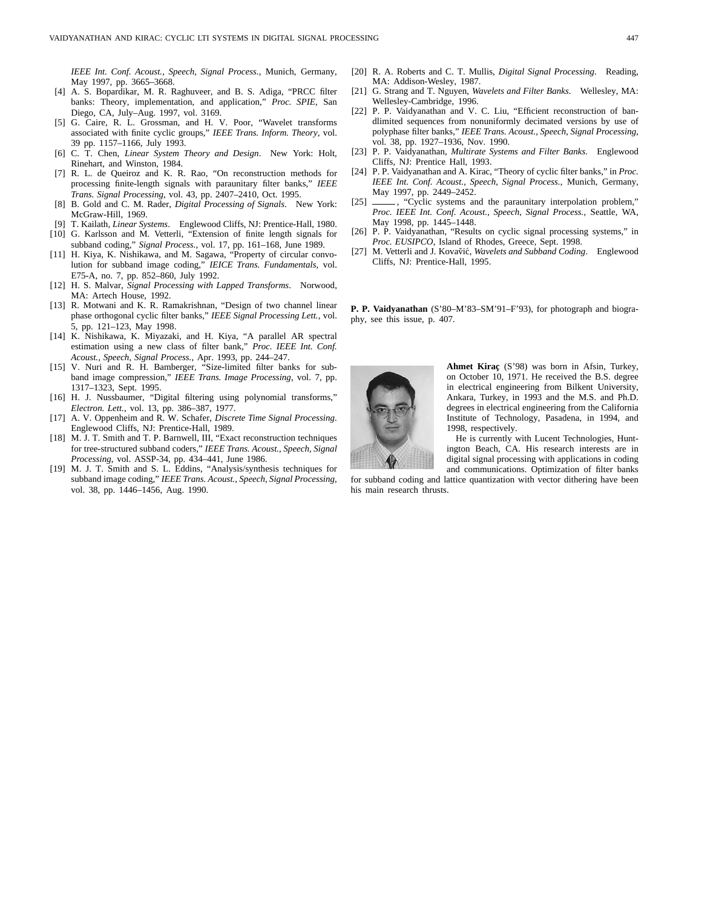*IEEE Int. Conf. Acoust., Speech, Signal Process.*, Munich, Germany, May 1997, pp. 3665–3668.

[4] A. S. Bopardikar, M. R. Raghuveer, and B. S. Adiga, “PRCC filter banks: Theory, implementation, and application,” *Proc. SPIE*, San Diego, CA, July–Aug. 1997, vol. 3169.

[5] G. Caire, R. L. Grossman, and H. V. Poor, “Wavelet transforms associated with finite cyclic groups,” *IEEE Trans. Inform. Theory*, vol. 39 pp. 1157–1166, July 1993.

[6] C. T. Chen, *Linear System Theory and Design*. New York: Holt, Rinehart, and Winston, 1984.

[7] R. L. de Queiroz and K. R. Rao, “On reconstruction methods for processing finite-length signals with paraunitary filter banks,” *IEEE Trans. Signal Processing*, vol. 43, pp. 2407–2410, Oct. 1995.

[8] B. Gold and C. M. Rader, *Digital Processing of Signals*. New York: McGraw-Hill, 1969.

[9] T. Kailath, *Linear Systems*. Englewood Cliffs, NJ: Prentice-Hall, 1980.

[10] G. Karlsson and M. Vetterli, “Extension of finite length signals for subband coding,” *Signal Process.*, vol. 17, pp. 161–168, June 1989.

[11] H. Kiya, K. Nishikawa, and M. Sagawa, “Property of circular convolution for subband image coding,” *IEICE Trans. Fundamentals*, vol. E75-A, no. 7, pp. 852–860, July 1992.

[12] H. S. Malvar, *Signal Processing with Lapped Transforms*. Norwood, MA: Artech House, 1992.

[13] R. Motwani and K. R. Ramakrishnan, “Design of two channel linear phase orthogonal cyclic filter banks,” *IEEE Signal Processing Lett.*, vol. 5, pp. 121–123, May 1998.

[14] K. Nishikawa, K. Miyazaki, and H. Kiya, “A parallel AR spectral estimation using a new class of filter bank,” *Proc. IEEE Int. Conf. Acoust., Speech, Signal Process.*, Apr. 1993, pp. 244–247.

[15] V. Nuri and R. H. Bamberger, “Size-limited filter banks for subband image compression,” *IEEE Trans. Image Processing*, vol. 7, pp. 1317–1323, Sept. 1995.

[16] H. J. Nussbaumer, “Digital filtering using polynomial transforms,” *Electron. Lett.*, vol. 13, pp. 386–387, 1977.

[17] A. V. Oppenheim and R. W. Schafer, *Discrete Time Signal Processing*. Englewood Cliffs, NJ: Prentice-Hall, 1989.

[18] M. J. T. Smith and T. P. Barnwell, III, “Exact reconstruction techniques for tree-structured subband coders,” *IEEE Trans. Acoust., Speech, Signal Processing*, vol. ASSP-34, pp. 434–441, June 1986.

[19] M. J. T. Smith and S. L. Eddins, “Analysis/synthesis techniques for subband image coding,” *IEEE Trans. Acoust., Speech, Signal Processing*, vol. 38, pp. 1446–1456, Aug. 1990.

[20] R. A. Roberts and C. T. Mullis, *Digital Signal Processing*. Reading, MA: Addison-Wesley, 1987.

[21] G. Strang and T. Nguyen, *Wavelets and Filter Banks*. Wellesley, MA: Wellesley-Cambridge, 1996.

[22] P. P. Vaidyanathan and V. C. Liu, “Efficient reconstruction of bandlimited sequences from nonuniformly decimated versions by use of polyphase filter banks,” *IEEE Trans. Acoust., Speech, Signal Processing*, vol. 38, pp. 1927–1936, Nov. 1990.

[23] P. P. Vaidyanathan, *Multirate Systems and Filter Banks*. Englewood Cliffs, NJ: Prentice Hall, 1993.

[24] P. P. Vaidyanathan and A. Kirac, “Theory of cyclic filter banks,” in *Proc. IEEE Int. Conf. Acoust., Speech, Signal Process.*, Munich, Germany, May 1997, pp. 2449–2452.

[25] ——, “Cyclic systems and the paraunitary interpolation problem,” *Proc. IEEE Int. Conf. Acoust., Speech, Signal Process.*, Seattle, WA, May 1998, pp. 1445–1448.

[26] P. P. Vaidyanathan, “Results on cyclic signal processing systems,” in *Proc. EUSIPCO*, Island of Rhodes, Greece, Sept. 1998.

[27] M. Vetterli and J. Kovačević, *Wavelets and Subband Coding*. Englewood Cliffs, NJ: Prentice-Hall, 1995.

**P. P. Vaidyanathan** (S’80–M’83–SM’91–F’93), for photograph and biography, see this issue, p. 407.

**Ahmet Kiraç** (S’98) was born in Afsin, Turkey, on October 10, 1971. He received the B.S. degree in electrical engineering from Bilkent University, Ankara, Turkey, in 1993 and the M.S. and Ph.D. degrees in electrical engineering from the California Institute of Technology, Pasadena, in 1994, and 1998, respectively.

He is currently with Lucent Technologies, Huntington Beach, CA. His research interests are in digital signal processing with applications in coding and communications. Optimization of filter banks for subband coding and lattice quantization with vector dithering have been his main research thrusts.